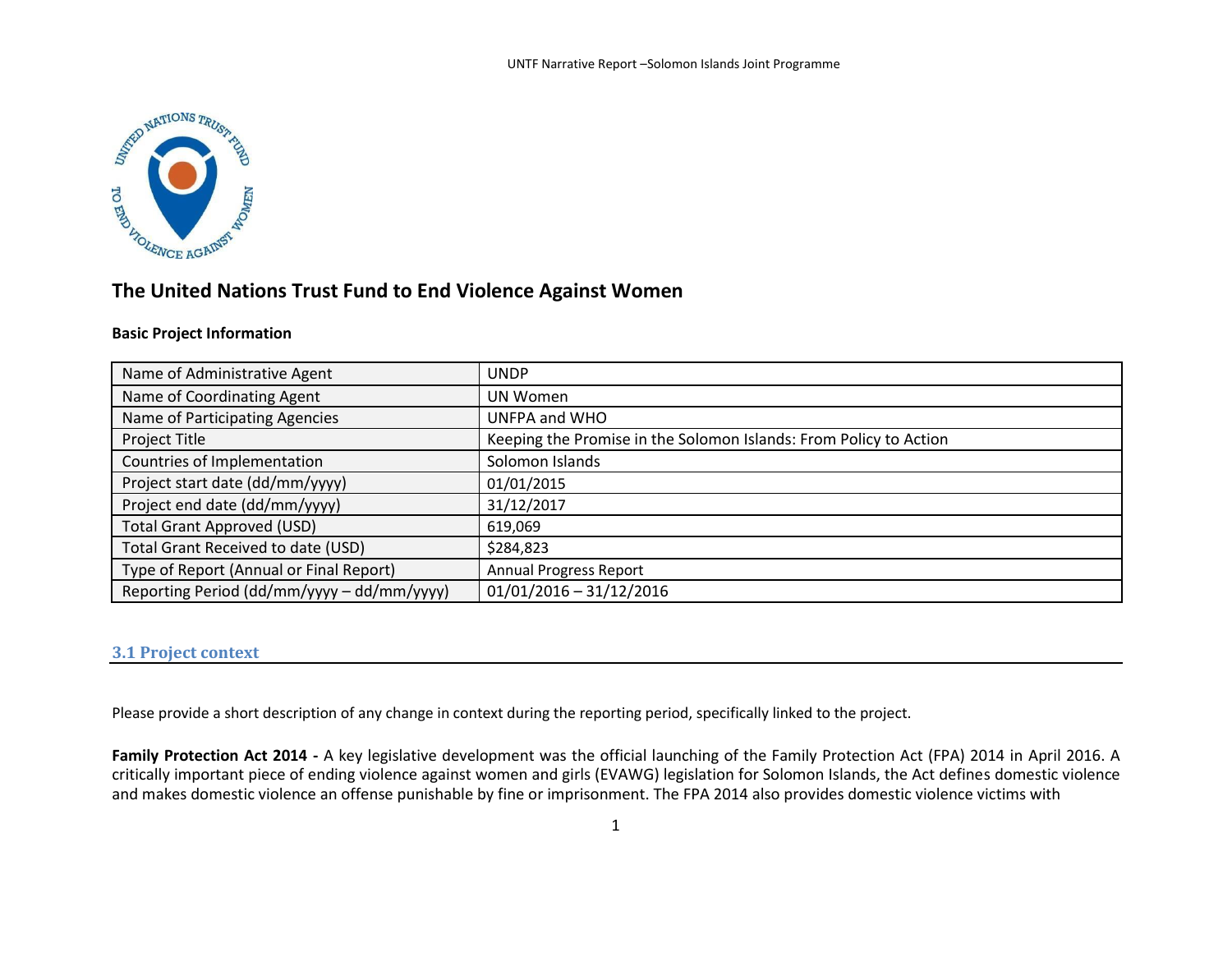# The United Nations Trust Fund to End Violence Against Women

**Basic Project Information**

| | |
|---|---|
| Name of Administrative Agent | UNDP |
| Name of Coordinating Agent | UN Women |
| Name of Participating Agencies | UNFPA and WHO |
| Project Title | Keeping the Promise in the Solomon Islands: From Policy to Action |
| Countries of Implementation | Solomon Islands |
| Project start date (dd/mm/yyyy) | 01/01/2015 |
| Project end date (dd/mm/yyyy) | 31/12/2017 |
| Total Grant Approved (USD) | 619,069 |
| Total Grant Received to date (USD) | $284,823 |
| Type of Report (Annual or Final Report) | Annual Progress Report |
| Reporting Period (dd/mm/yyyy – dd/mm/yyyy) | 01/01/2016 – 31/12/2016 |

## 3.1 Project context

Please provide a short description of any change in context during the reporting period, specifically linked to the project.

**Family Protection Act 2014 -** A key legislative development was the official launching of the Family Protection Act (FPA) 2014 in April 2016. A critically important piece of ending violence against women and girls (EVAWG) legislation for Solomon Islands, the Act defines domestic violence and makes domestic violence an offense punishable by fine or imprisonment. The FPA 2014 also provides domestic violence victims with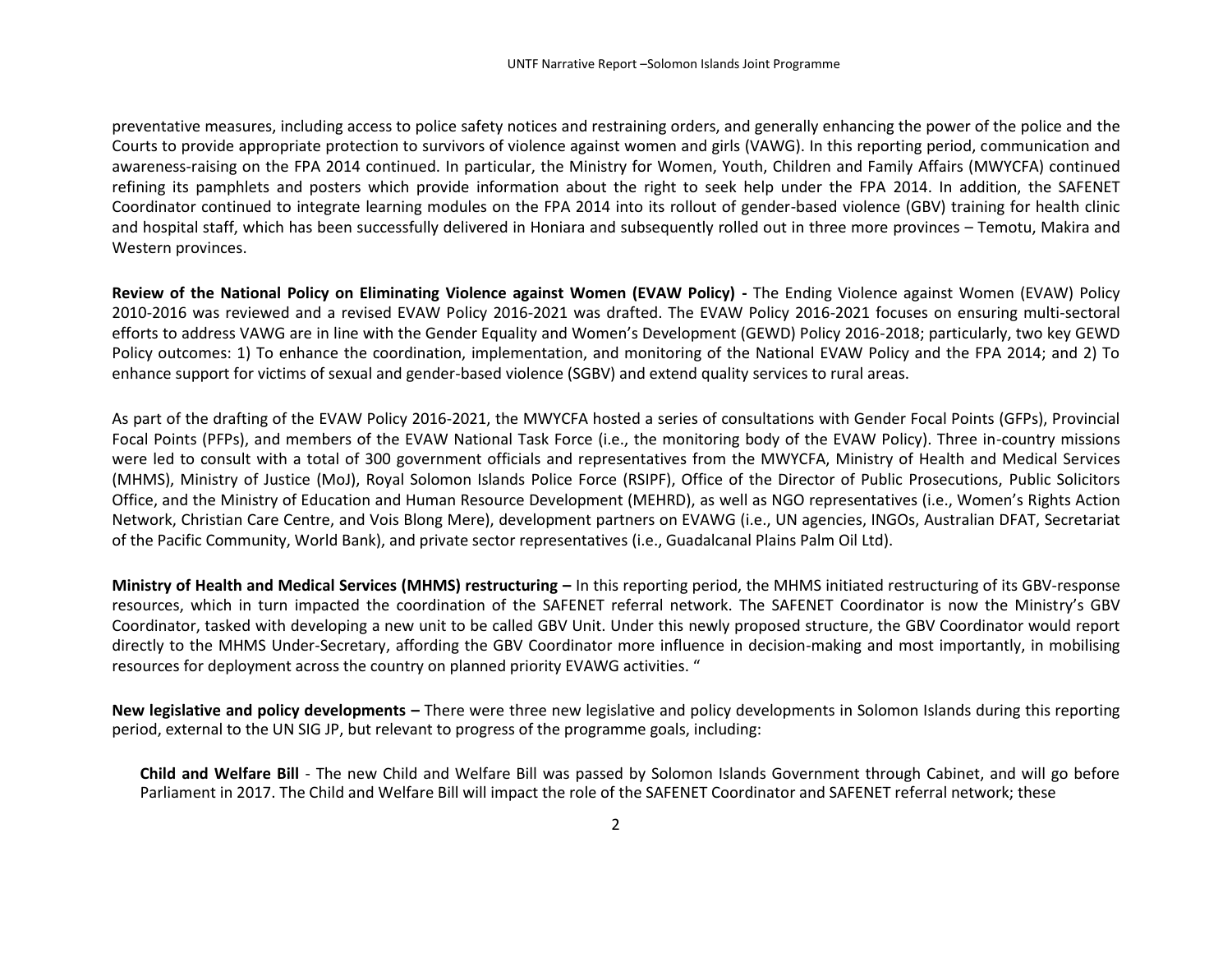preventative measures, including access to police safety notices and restraining orders, and generally enhancing the power of the police and the Courts to provide appropriate protection to survivors of violence against women and girls (VAWG). In this reporting period, communication and awareness-raising on the FPA 2014 continued. In particular, the Ministry for Women, Youth, Children and Family Affairs (MWYCFA) continued refining its pamphlets and posters which provide information about the right to seek help under the FPA 2014. In addition, the SAFENET Coordinator continued to integrate learning modules on the FPA 2014 into its rollout of gender-based violence (GBV) training for health clinic and hospital staff, which has been successfully delivered in Honiara and subsequently rolled out in three more provinces – Temotu, Makira and Western provinces.

**Review of the National Policy on Eliminating Violence against Women (EVAW Policy) -** The Ending Violence against Women (EVAW) Policy 2010-2016 was reviewed and a revised EVAW Policy 2016-2021 was drafted. The EVAW Policy 2016-2021 focuses on ensuring multi-sectoral efforts to address VAWG are in line with the Gender Equality and Women's Development (GEWD) Policy 2016-2018; particularly, two key GEWD Policy outcomes: 1) To enhance the coordination, implementation, and monitoring of the National EVAW Policy and the FPA 2014; and 2) To enhance support for victims of sexual and gender-based violence (SGBV) and extend quality services to rural areas.

As part of the drafting of the EVAW Policy 2016-2021, the MWYCFA hosted a series of consultations with Gender Focal Points (GFPs), Provincial Focal Points (PFPs), and members of the EVAW National Task Force (i.e., the monitoring body of the EVAW Policy). Three in-country missions were led to consult with a total of 300 government officials and representatives from the MWYCFA, Ministry of Health and Medical Services (MHMS), Ministry of Justice (MoJ), Royal Solomon Islands Police Force (RSIPF), Office of the Director of Public Prosecutions, Public Solicitors Office, and the Ministry of Education and Human Resource Development (MEHRD), as well as NGO representatives (i.e., Women's Rights Action Network, Christian Care Centre, and Vois Blong Mere), development partners on EVAWG (i.e., UN agencies, INGOs, Australian DFAT, Secretariat of the Pacific Community, World Bank), and private sector representatives (i.e., Guadalcanal Plains Palm Oil Ltd).

**Ministry of Health and Medical Services (MHMS) restructuring –** In this reporting period, the MHMS initiated restructuring of its GBV-response resources, which in turn impacted the coordination of the SAFENET referral network. The SAFENET Coordinator is now the Ministry's GBV Coordinator, tasked with developing a new unit to be called GBV Unit. Under this newly proposed structure, the GBV Coordinator would report directly to the MHMS Under-Secretary, affording the GBV Coordinator more influence in decision-making and most importantly, in mobilising resources for deployment across the country on planned priority EVAWG activities. "

**New legislative and policy developments –** There were three new legislative and policy developments in Solomon Islands during this reporting period, external to the UN SIG JP, but relevant to progress of the programme goals, including:

**Child and Welfare Bill** - The new Child and Welfare Bill was passed by Solomon Islands Government through Cabinet, and will go before Parliament in 2017. The Child and Welfare Bill will impact the role of the SAFENET Coordinator and SAFENET referral network; these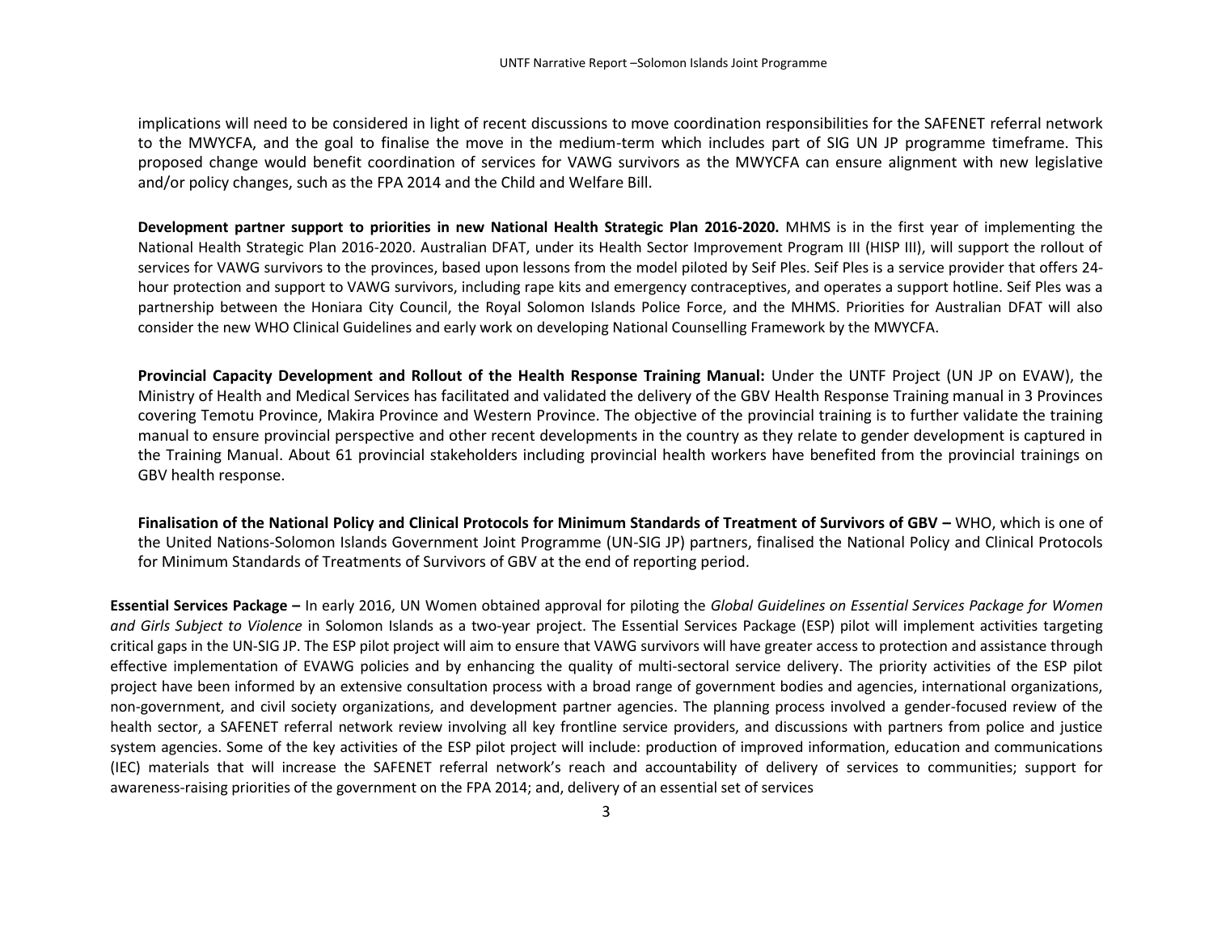implications will need to be considered in light of recent discussions to move coordination responsibilities for the SAFENET referral network to the MWYCFA, and the goal to finalise the move in the medium-term which includes part of SIG UN JP programme timeframe. This proposed change would benefit coordination of services for VAWG survivors as the MWYCFA can ensure alignment with new legislative and/or policy changes, such as the FPA 2014 and the Child and Welfare Bill.

**Development partner support to priorities in new National Health Strategic Plan 2016-2020.** MHMS is in the first year of implementing the National Health Strategic Plan 2016-2020. Australian DFAT, under its Health Sector Improvement Program III (HISP III), will support the rollout of services for VAWG survivors to the provinces, based upon lessons from the model piloted by Seif Ples. Seif Ples is a service provider that offers 24-hour protection and support to VAWG survivors, including rape kits and emergency contraceptives, and operates a support hotline. Seif Ples was a partnership between the Honiara City Council, the Royal Solomon Islands Police Force, and the MHMS. Priorities for Australian DFAT will also consider the new WHO Clinical Guidelines and early work on developing National Counselling Framework by the MWYCFA.

**Provincial Capacity Development and Rollout of the Health Response Training Manual:** Under the UNTF Project (UN JP on EVAW), the Ministry of Health and Medical Services has facilitated and validated the delivery of the GBV Health Response Training manual in 3 Provinces covering Temotu Province, Makira Province and Western Province. The objective of the provincial training is to further validate the training manual to ensure provincial perspective and other recent developments in the country as they relate to gender development is captured in the Training Manual. About 61 provincial stakeholders including provincial health workers have benefited from the provincial trainings on GBV health response.

**Finalisation of the National Policy and Clinical Protocols for Minimum Standards of Treatment of Survivors of GBV –** WHO, which is one of the United Nations-Solomon Islands Government Joint Programme (UN-SIG JP) partners, finalised the National Policy and Clinical Protocols for Minimum Standards of Treatments of Survivors of GBV at the end of reporting period.

**Essential Services Package –** In early 2016, UN Women obtained approval for piloting the *Global Guidelines on Essential Services Package for Women and Girls Subject to Violence* in Solomon Islands as a two-year project. The Essential Services Package (ESP) pilot will implement activities targeting critical gaps in the UN-SIG JP. The ESP pilot project will aim to ensure that VAWG survivors will have greater access to protection and assistance through effective implementation of EVAWG policies and by enhancing the quality of multi-sectoral service delivery. The priority activities of the ESP pilot project have been informed by an extensive consultation process with a broad range of government bodies and agencies, international organizations, non-government, and civil society organizations, and development partner agencies. The planning process involved a gender-focused review of the health sector, a SAFENET referral network review involving all key frontline service providers, and discussions with partners from police and justice system agencies. Some of the key activities of the ESP pilot project will include: production of improved information, education and communications (IEC) materials that will increase the SAFENET referral network's reach and accountability of delivery of services to communities; support for awareness-raising priorities of the government on the FPA 2014; and, delivery of an essential set of services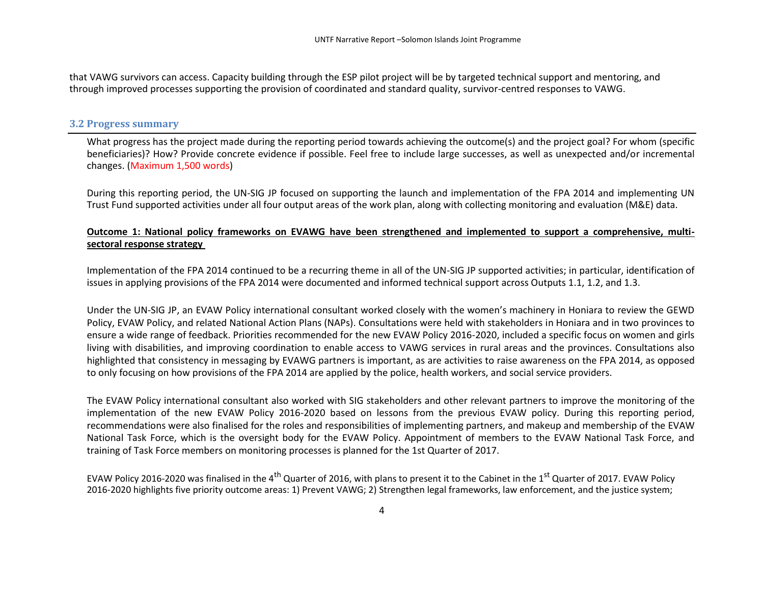that VAWG survivors can access. Capacity building through the ESP pilot project will be by targeted technical support and mentoring, and through improved processes supporting the provision of coordinated and standard quality, survivor-centred responses to VAWG.

### 3.2 Progress summary

What progress has the project made during the reporting period towards achieving the outcome(s) and the project goal? For whom (specific beneficiaries)? How? Provide concrete evidence if possible. Feel free to include large successes, as well as unexpected and/or incremental changes. (Maximum 1,500 words)

During this reporting period, the UN-SIG JP focused on supporting the launch and implementation of the FPA 2014 and implementing UN Trust Fund supported activities under all four output areas of the work plan, along with collecting monitoring and evaluation (M&E) data.

**Outcome 1: National policy frameworks on EVAWG have been strengthened and implemented to support a comprehensive, multi-sectoral response strategy**

Implementation of the FPA 2014 continued to be a recurring theme in all of the UN-SIG JP supported activities; in particular, identification of issues in applying provisions of the FPA 2014 were documented and informed technical support across Outputs 1.1, 1.2, and 1.3.

Under the UN-SIG JP, an EVAW Policy international consultant worked closely with the women's machinery in Honiara to review the GEWD Policy, EVAW Policy, and related National Action Plans (NAPs). Consultations were held with stakeholders in Honiara and in two provinces to ensure a wide range of feedback. Priorities recommended for the new EVAW Policy 2016-2020, included a specific focus on women and girls living with disabilities, and improving coordination to enable access to VAWG services in rural areas and the provinces. Consultations also highlighted that consistency in messaging by EVAWG partners is important, as are activities to raise awareness on the FPA 2014, as opposed to only focusing on how provisions of the FPA 2014 are applied by the police, health workers, and social service providers.

The EVAW Policy international consultant also worked with SIG stakeholders and other relevant partners to improve the monitoring of the implementation of the new EVAW Policy 2016-2020 based on lessons from the previous EVAW policy. During this reporting period, recommendations were also finalised for the roles and responsibilities of implementing partners, and makeup and membership of the EVAW National Task Force, which is the oversight body for the EVAW Policy. Appointment of members to the EVAW National Task Force, and training of Task Force members on monitoring processes is planned for the 1st Quarter of 2017.

EVAW Policy 2016-2020 was finalised in the 4th Quarter of 2016, with plans to present it to the Cabinet in the 1st Quarter of 2017. EVAW Policy 2016-2020 highlights five priority outcome areas: 1) Prevent VAWG; 2) Strengthen legal frameworks, law enforcement, and the justice system;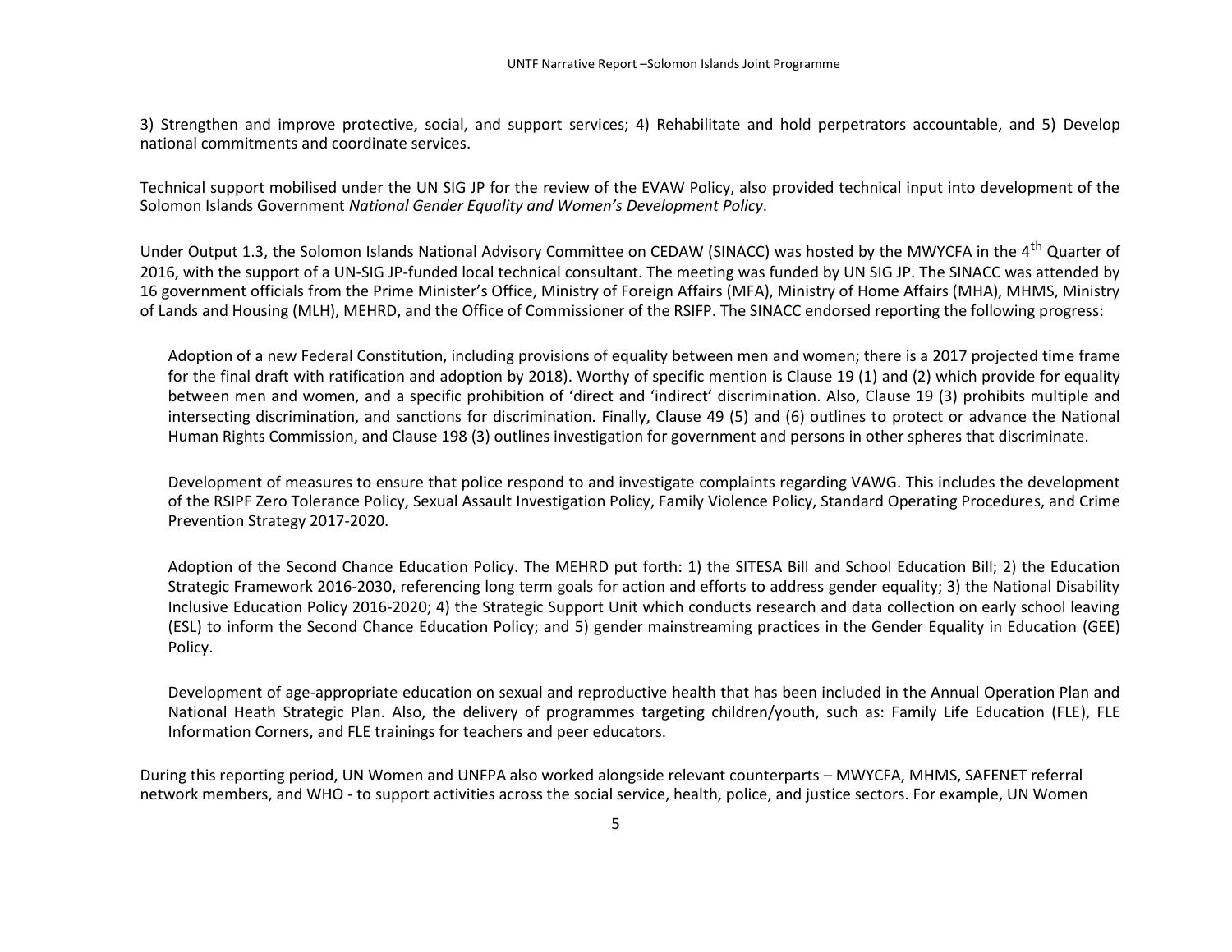3) Strengthen and improve protective, social, and support services; 4) Rehabilitate and hold perpetrators accountable, and 5) Develop national commitments and coordinate services.

Technical support mobilised under the UN SIG JP for the review of the EVAW Policy, also provided technical input into development of the Solomon Islands Government *National Gender Equality and Women's Development Policy*.

Under Output 1.3, the Solomon Islands National Advisory Committee on CEDAW (SINACC) was hosted by the MWYCFA in the 4th Quarter of 2016, with the support of a UN-SIG JP-funded local technical consultant. The meeting was funded by UN SIG JP. The SINACC was attended by 16 government officials from the Prime Minister's Office, Ministry of Foreign Affairs (MFA), Ministry of Home Affairs (MHA), MHMS, Ministry of Lands and Housing (MLH), MEHRD, and the Office of Commissioner of the RSIFP. The SINACC endorsed reporting the following progress:

Adoption of a new Federal Constitution, including provisions of equality between men and women; there is a 2017 projected time frame for the final draft with ratification and adoption by 2018). Worthy of specific mention is Clause 19 (1) and (2) which provide for equality between men and women, and a specific prohibition of 'direct and 'indirect' discrimination. Also, Clause 19 (3) prohibits multiple and intersecting discrimination, and sanctions for discrimination. Finally, Clause 49 (5) and (6) outlines to protect or advance the National Human Rights Commission, and Clause 198 (3) outlines investigation for government and persons in other spheres that discriminate.

Development of measures to ensure that police respond to and investigate complaints regarding VAWG. This includes the development of the RSIPF Zero Tolerance Policy, Sexual Assault Investigation Policy, Family Violence Policy, Standard Operating Procedures, and Crime Prevention Strategy 2017-2020.

Adoption of the Second Chance Education Policy. The MEHRD put forth: 1) the SITESA Bill and School Education Bill; 2) the Education Strategic Framework 2016-2030, referencing long term goals for action and efforts to address gender equality; 3) the National Disability Inclusive Education Policy 2016-2020; 4) the Strategic Support Unit which conducts research and data collection on early school leaving (ESL) to inform the Second Chance Education Policy; and 5) gender mainstreaming practices in the Gender Equality in Education (GEE) Policy.

Development of age-appropriate education on sexual and reproductive health that has been included in the Annual Operation Plan and National Heath Strategic Plan. Also, the delivery of programmes targeting children/youth, such as: Family Life Education (FLE), FLE Information Corners, and FLE trainings for teachers and peer educators.

During this reporting period, UN Women and UNFPA also worked alongside relevant counterparts – MWYCFA, MHMS, SAFENET referral network members, and WHO - to support activities across the social service, health, police, and justice sectors. For example, UN Women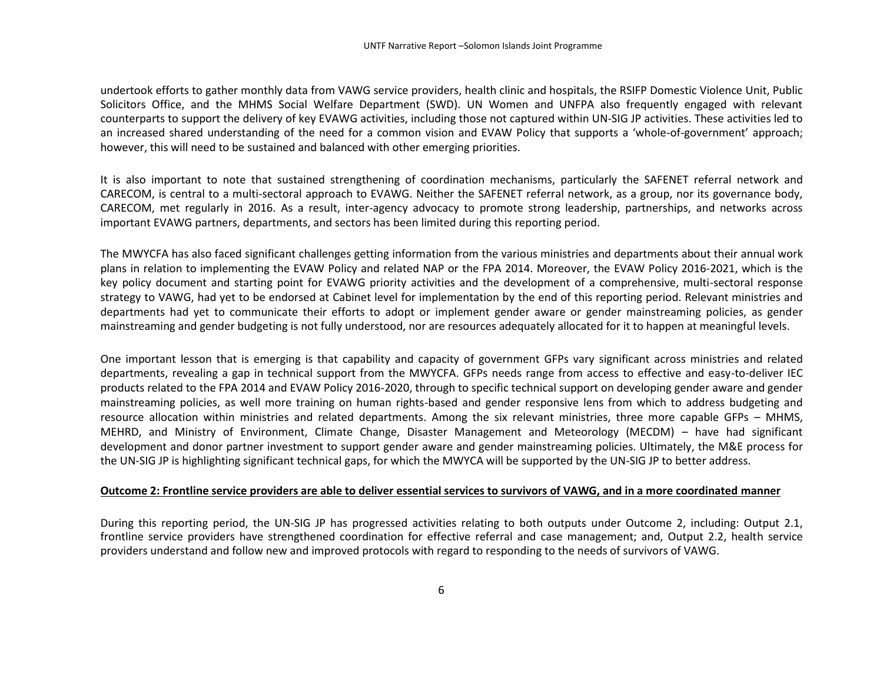undertook efforts to gather monthly data from VAWG service providers, health clinic and hospitals, the RSIFP Domestic Violence Unit, Public Solicitors Office, and the MHMS Social Welfare Department (SWD). UN Women and UNFPA also frequently engaged with relevant counterparts to support the delivery of key EVAWG activities, including those not captured within UN-SIG JP activities. These activities led to an increased shared understanding of the need for a common vision and EVAW Policy that supports a 'whole-of-government' approach; however, this will need to be sustained and balanced with other emerging priorities.

It is also important to note that sustained strengthening of coordination mechanisms, particularly the SAFENET referral network and CARECOM, is central to a multi-sectoral approach to EVAWG. Neither the SAFENET referral network, as a group, nor its governance body, CARECOM, met regularly in 2016. As a result, inter-agency advocacy to promote strong leadership, partnerships, and networks across important EVAWG partners, departments, and sectors has been limited during this reporting period.

The MWYCFA has also faced significant challenges getting information from the various ministries and departments about their annual work plans in relation to implementing the EVAW Policy and related NAP or the FPA 2014. Moreover, the EVAW Policy 2016-2021, which is the key policy document and starting point for EVAWG priority activities and the development of a comprehensive, multi-sectoral response strategy to VAWG, had yet to be endorsed at Cabinet level for implementation by the end of this reporting period. Relevant ministries and departments had yet to communicate their efforts to adopt or implement gender aware or gender mainstreaming policies, as gender mainstreaming and gender budgeting is not fully understood, nor are resources adequately allocated for it to happen at meaningful levels.

One important lesson that is emerging is that capability and capacity of government GFPs vary significant across ministries and related departments, revealing a gap in technical support from the MWYCFA. GFPs needs range from access to effective and easy-to-deliver IEC products related to the FPA 2014 and EVAW Policy 2016-2020, through to specific technical support on developing gender aware and gender mainstreaming policies, as well more training on human rights-based and gender responsive lens from which to address budgeting and resource allocation within ministries and related departments. Among the six relevant ministries, three more capable GFPs – MHMS, MEHRD, and Ministry of Environment, Climate Change, Disaster Management and Meteorology (MECDM) – have had significant development and donor partner investment to support gender aware and gender mainstreaming policies. Ultimately, the M&E process for the UN-SIG JP is highlighting significant technical gaps, for which the MWYCA will be supported by the UN-SIG JP to better address.

**Outcome 2: Frontline service providers are able to deliver essential services to survivors of VAWG, and in a more coordinated manner**

During this reporting period, the UN-SIG JP has progressed activities relating to both outputs under Outcome 2, including: Output 2.1, frontline service providers have strengthened coordination for effective referral and case management; and, Output 2.2, health service providers understand and follow new and improved protocols with regard to responding to the needs of survivors of VAWG.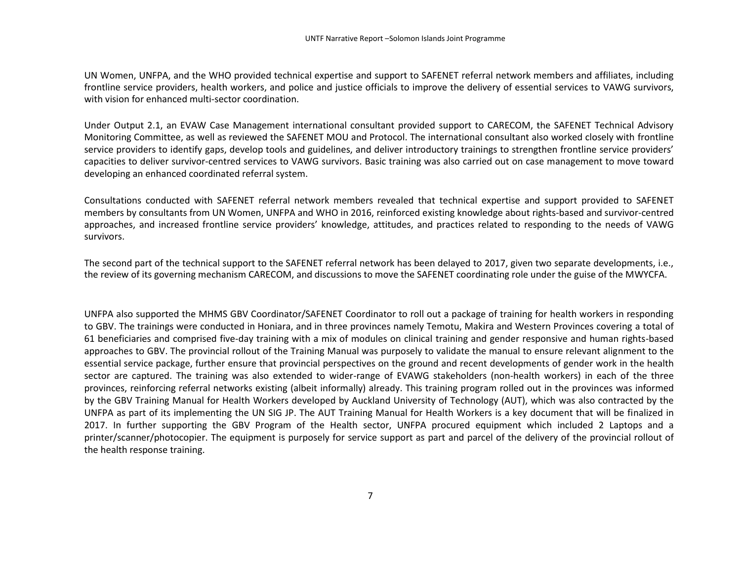UN Women, UNFPA, and the WHO provided technical expertise and support to SAFENET referral network members and affiliates, including frontline service providers, health workers, and police and justice officials to improve the delivery of essential services to VAWG survivors, with vision for enhanced multi-sector coordination.

Under Output 2.1, an EVAW Case Management international consultant provided support to CARECOM, the SAFENET Technical Advisory Monitoring Committee, as well as reviewed the SAFENET MOU and Protocol. The international consultant also worked closely with frontline service providers to identify gaps, develop tools and guidelines, and deliver introductory trainings to strengthen frontline service providers' capacities to deliver survivor-centred services to VAWG survivors. Basic training was also carried out on case management to move toward developing an enhanced coordinated referral system.

Consultations conducted with SAFENET referral network members revealed that technical expertise and support provided to SAFENET members by consultants from UN Women, UNFPA and WHO in 2016, reinforced existing knowledge about rights-based and survivor-centred approaches, and increased frontline service providers' knowledge, attitudes, and practices related to responding to the needs of VAWG survivors.

The second part of the technical support to the SAFENET referral network has been delayed to 2017, given two separate developments, i.e., the review of its governing mechanism CARECOM, and discussions to move the SAFENET coordinating role under the guise of the MWYCFA.

UNFPA also supported the MHMS GBV Coordinator/SAFENET Coordinator to roll out a package of training for health workers in responding to GBV. The trainings were conducted in Honiara, and in three provinces namely Temotu, Makira and Western Provinces covering a total of 61 beneficiaries and comprised five-day training with a mix of modules on clinical training and gender responsive and human rights-based approaches to GBV. The provincial rollout of the Training Manual was purposely to validate the manual to ensure relevant alignment to the essential service package, further ensure that provincial perspectives on the ground and recent developments of gender work in the health sector are captured. The training was also extended to wider-range of EVAWG stakeholders (non-health workers) in each of the three provinces, reinforcing referral networks existing (albeit informally) already. This training program rolled out in the provinces was informed by the GBV Training Manual for Health Workers developed by Auckland University of Technology (AUT), which was also contracted by the UNFPA as part of its implementing the UN SIG JP. The AUT Training Manual for Health Workers is a key document that will be finalized in 2017. In further supporting the GBV Program of the Health sector, UNFPA procured equipment which included 2 Laptops and a printer/scanner/photocopier. The equipment is purposely for service support as part and parcel of the delivery of the provincial rollout of the health response training.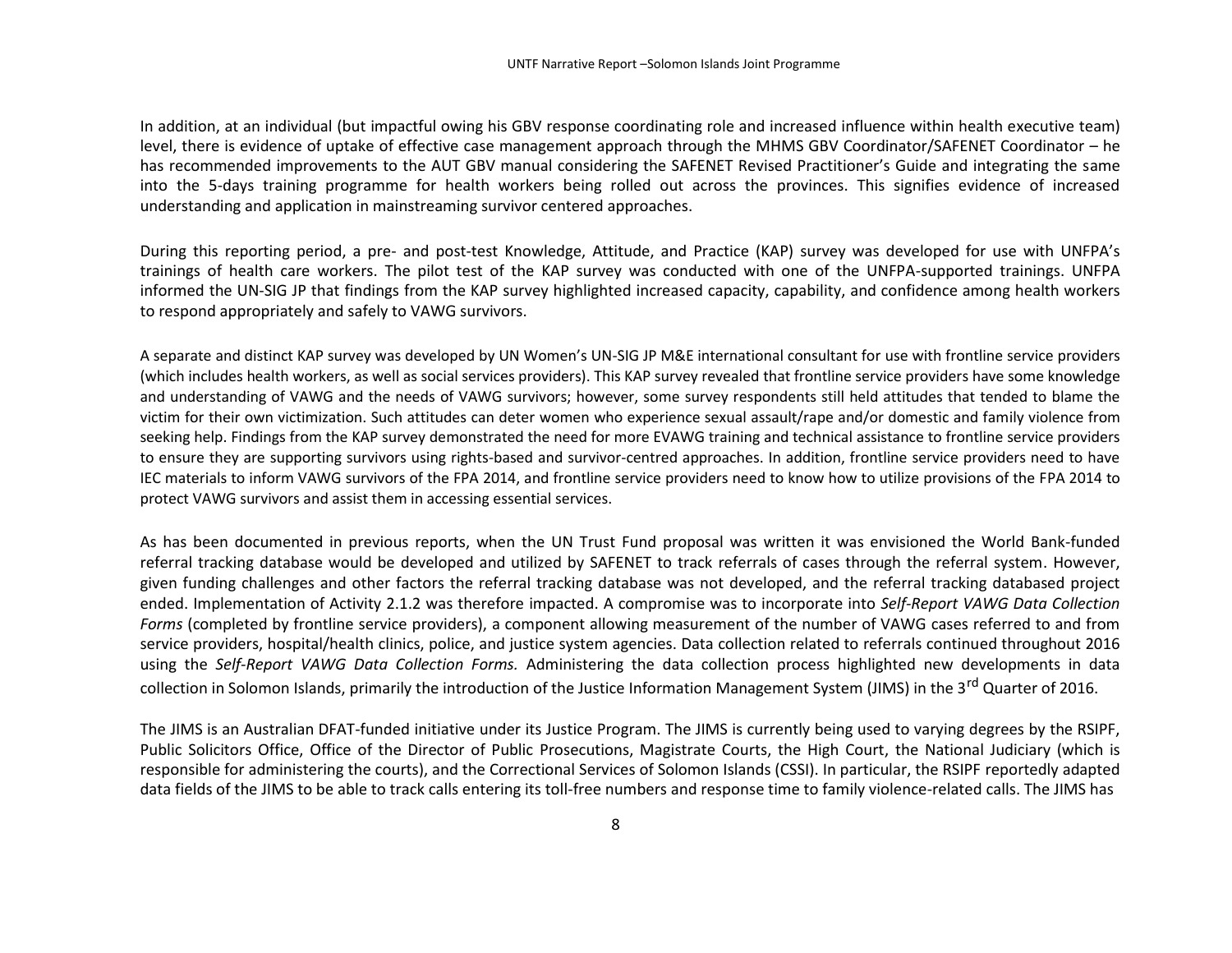In addition, at an individual (but impactful owing his GBV response coordinating role and increased influence within health executive team) level, there is evidence of uptake of effective case management approach through the MHMS GBV Coordinator/SAFENET Coordinator – he has recommended improvements to the AUT GBV manual considering the SAFENET Revised Practitioner's Guide and integrating the same into the 5-days training programme for health workers being rolled out across the provinces. This signifies evidence of increased understanding and application in mainstreaming survivor centered approaches.

During this reporting period, a pre- and post-test Knowledge, Attitude, and Practice (KAP) survey was developed for use with UNFPA's trainings of health care workers. The pilot test of the KAP survey was conducted with one of the UNFPA-supported trainings. UNFPA informed the UN-SIG JP that findings from the KAP survey highlighted increased capacity, capability, and confidence among health workers to respond appropriately and safely to VAWG survivors.

A separate and distinct KAP survey was developed by UN Women's UN-SIG JP M&E international consultant for use with frontline service providers (which includes health workers, as well as social services providers). This KAP survey revealed that frontline service providers have some knowledge and understanding of VAWG and the needs of VAWG survivors; however, some survey respondents still held attitudes that tended to blame the victim for their own victimization. Such attitudes can deter women who experience sexual assault/rape and/or domestic and family violence from seeking help. Findings from the KAP survey demonstrated the need for more EVAWG training and technical assistance to frontline service providers to ensure they are supporting survivors using rights-based and survivor-centred approaches. In addition, frontline service providers need to have IEC materials to inform VAWG survivors of the FPA 2014, and frontline service providers need to know how to utilize provisions of the FPA 2014 to protect VAWG survivors and assist them in accessing essential services.

As has been documented in previous reports, when the UN Trust Fund proposal was written it was envisioned the World Bank-funded referral tracking database would be developed and utilized by SAFENET to track referrals of cases through the referral system. However, given funding challenges and other factors the referral tracking database was not developed, and the referral tracking databased project ended. Implementation of Activity 2.1.2 was therefore impacted. A compromise was to incorporate into *Self-Report VAWG Data Collection Forms* (completed by frontline service providers), a component allowing measurement of the number of VAWG cases referred to and from service providers, hospital/health clinics, police, and justice system agencies. Data collection related to referrals continued throughout 2016 using the *Self-Report VAWG Data Collection Forms.* Administering the data collection process highlighted new developments in data collection in Solomon Islands, primarily the introduction of the Justice Information Management System (JIMS) in the 3rd Quarter of 2016.

The JIMS is an Australian DFAT-funded initiative under its Justice Program. The JIMS is currently being used to varying degrees by the RSIPF, Public Solicitors Office, Office of the Director of Public Prosecutions, Magistrate Courts, the High Court, the National Judiciary (which is responsible for administering the courts), and the Correctional Services of Solomon Islands (CSSI). In particular, the RSIPF reportedly adapted data fields of the JIMS to be able to track calls entering its toll-free numbers and response time to family violence-related calls. The JIMS has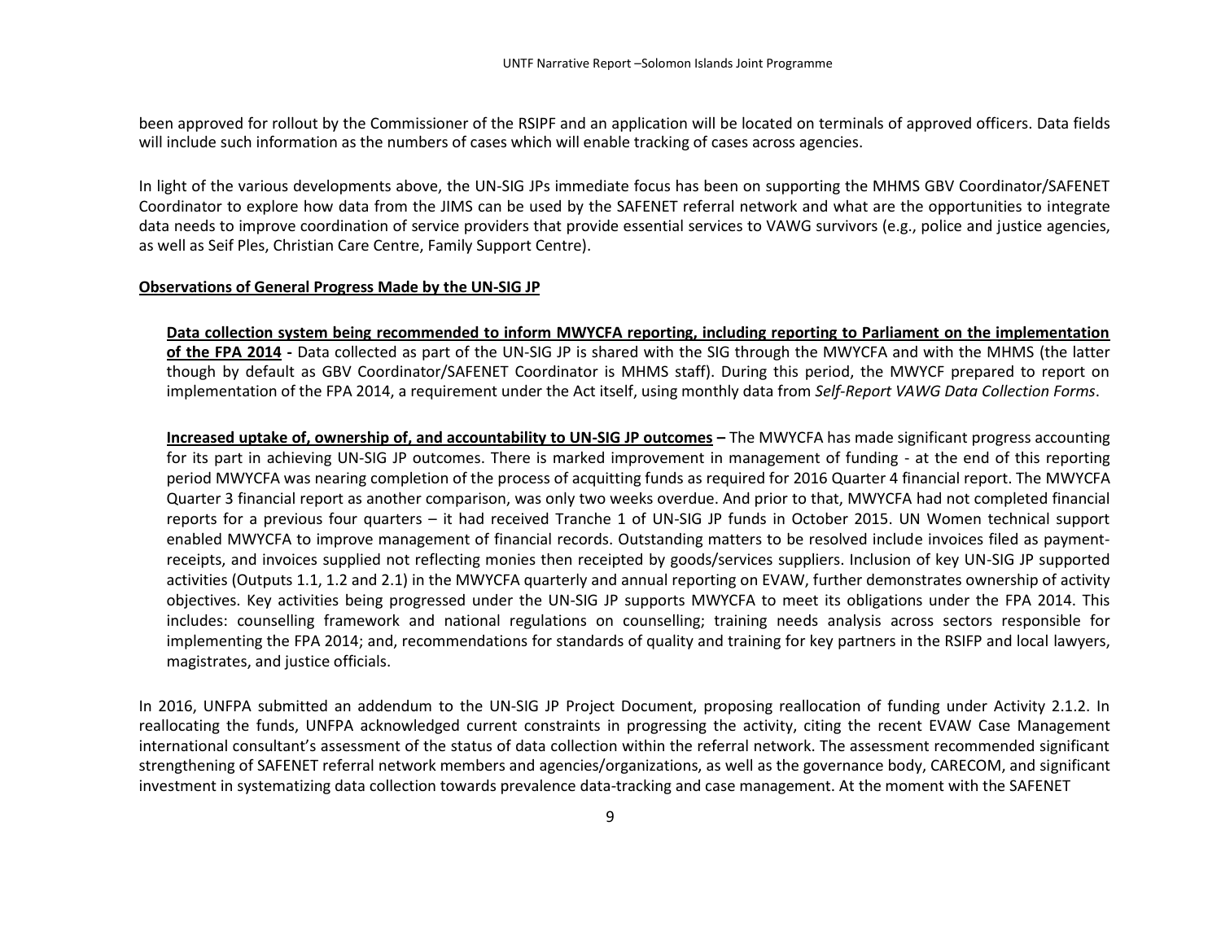been approved for rollout by the Commissioner of the RSIPF and an application will be located on terminals of approved officers. Data fields will include such information as the numbers of cases which will enable tracking of cases across agencies.

In light of the various developments above, the UN-SIG JPs immediate focus has been on supporting the MHMS GBV Coordinator/SAFENET Coordinator to explore how data from the JIMS can be used by the SAFENET referral network and what are the opportunities to integrate data needs to improve coordination of service providers that provide essential services to VAWG survivors (e.g., police and justice agencies, as well as Seif Ples, Christian Care Centre, Family Support Centre).

**Observations of General Progress Made by the UN-SIG JP**

**Data collection system being recommended to inform MWYCFA reporting, including reporting to Parliament on the implementation of the FPA 2014 -** Data collected as part of the UN-SIG JP is shared with the SIG through the MWYCFA and with the MHMS (the latter though by default as GBV Coordinator/SAFENET Coordinator is MHMS staff). During this period, the MWYCF prepared to report on implementation of the FPA 2014, a requirement under the Act itself, using monthly data from *Self-Report VAWG Data Collection Forms*.

**Increased uptake of, ownership of, and accountability to UN-SIG JP outcomes –** The MWYCFA has made significant progress accounting for its part in achieving UN-SIG JP outcomes. There is marked improvement in management of funding - at the end of this reporting period MWYCFA was nearing completion of the process of acquitting funds as required for 2016 Quarter 4 financial report. The MWYCFA Quarter 3 financial report as another comparison, was only two weeks overdue. And prior to that, MWYCFA had not completed financial reports for a previous four quarters – it had received Tranche 1 of UN-SIG JP funds in October 2015. UN Women technical support enabled MWYCFA to improve management of financial records. Outstanding matters to be resolved include invoices filed as payment-receipts, and invoices supplied not reflecting monies then receipted by goods/services suppliers. Inclusion of key UN-SIG JP supported activities (Outputs 1.1, 1.2 and 2.1) in the MWYCFA quarterly and annual reporting on EVAW, further demonstrates ownership of activity objectives. Key activities being progressed under the UN-SIG JP supports MWYCFA to meet its obligations under the FPA 2014. This includes: counselling framework and national regulations on counselling; training needs analysis across sectors responsible for implementing the FPA 2014; and, recommendations for standards of quality and training for key partners in the RSIFP and local lawyers, magistrates, and justice officials.

In 2016, UNFPA submitted an addendum to the UN-SIG JP Project Document, proposing reallocation of funding under Activity 2.1.2. In reallocating the funds, UNFPA acknowledged current constraints in progressing the activity, citing the recent EVAW Case Management international consultant's assessment of the status of data collection within the referral network. The assessment recommended significant strengthening of SAFENET referral network members and agencies/organizations, as well as the governance body, CARECOM, and significant investment in systematizing data collection towards prevalence data-tracking and case management. At the moment with the SAFENET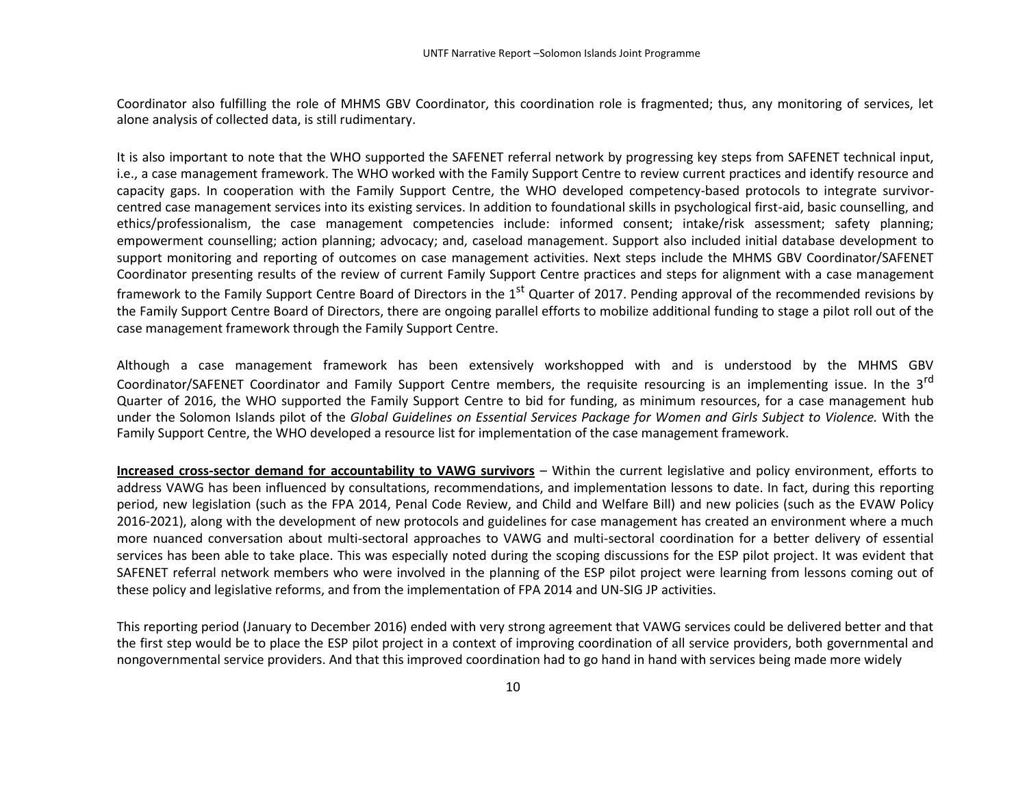Coordinator also fulfilling the role of MHMS GBV Coordinator, this coordination role is fragmented; thus, any monitoring of services, let alone analysis of collected data, is still rudimentary.

It is also important to note that the WHO supported the SAFENET referral network by progressing key steps from SAFENET technical input, i.e., a case management framework. The WHO worked with the Family Support Centre to review current practices and identify resource and capacity gaps. In cooperation with the Family Support Centre, the WHO developed competency-based protocols to integrate survivor-centred case management services into its existing services. In addition to foundational skills in psychological first-aid, basic counselling, and ethics/professionalism, the case management competencies include: informed consent; intake/risk assessment; safety planning; empowerment counselling; action planning; advocacy; and, caseload management. Support also included initial database development to support monitoring and reporting of outcomes on case management activities. Next steps include the MHMS GBV Coordinator/SAFENET Coordinator presenting results of the review of current Family Support Centre practices and steps for alignment with a case management framework to the Family Support Centre Board of Directors in the 1st Quarter of 2017. Pending approval of the recommended revisions by the Family Support Centre Board of Directors, there are ongoing parallel efforts to mobilize additional funding to stage a pilot roll out of the case management framework through the Family Support Centre.

Although a case management framework has been extensively workshopped with and is understood by the MHMS GBV Coordinator/SAFENET Coordinator and Family Support Centre members, the requisite resourcing is an implementing issue. In the 3rd Quarter of 2016, the WHO supported the Family Support Centre to bid for funding, as minimum resources, for a case management hub under the Solomon Islands pilot of the *Global Guidelines on Essential Services Package for Women and Girls Subject to Violence.* With the Family Support Centre, the WHO developed a resource list for implementation of the case management framework.

**Increased cross-sector demand for accountability to VAWG survivors** – Within the current legislative and policy environment, efforts to address VAWG has been influenced by consultations, recommendations, and implementation lessons to date. In fact, during this reporting period, new legislation (such as the FPA 2014, Penal Code Review, and Child and Welfare Bill) and new policies (such as the EVAW Policy 2016-2021), along with the development of new protocols and guidelines for case management has created an environment where a much more nuanced conversation about multi-sectoral approaches to VAWG and multi-sectoral coordination for a better delivery of essential services has been able to take place. This was especially noted during the scoping discussions for the ESP pilot project. It was evident that SAFENET referral network members who were involved in the planning of the ESP pilot project were learning from lessons coming out of these policy and legislative reforms, and from the implementation of FPA 2014 and UN-SIG JP activities.

This reporting period (January to December 2016) ended with very strong agreement that VAWG services could be delivered better and that the first step would be to place the ESP pilot project in a context of improving coordination of all service providers, both governmental and nongovernmental service providers. And that this improved coordination had to go hand in hand with services being made more widely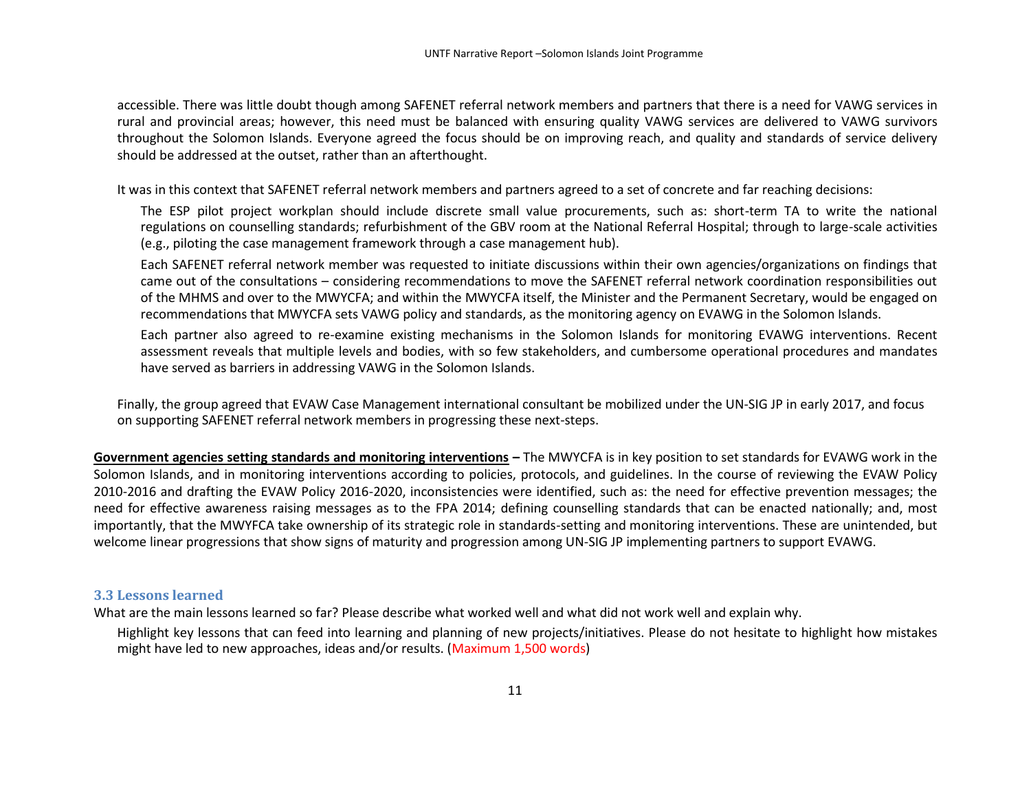accessible. There was little doubt though among SAFENET referral network members and partners that there is a need for VAWG services in rural and provincial areas; however, this need must be balanced with ensuring quality VAWG services are delivered to VAWG survivors throughout the Solomon Islands. Everyone agreed the focus should be on improving reach, and quality and standards of service delivery should be addressed at the outset, rather than an afterthought.

It was in this context that SAFENET referral network members and partners agreed to a set of concrete and far reaching decisions:

The ESP pilot project workplan should include discrete small value procurements, such as: short-term TA to write the national regulations on counselling standards; refurbishment of the GBV room at the National Referral Hospital; through to large-scale activities (e.g., piloting the case management framework through a case management hub).

Each SAFENET referral network member was requested to initiate discussions within their own agencies/organizations on findings that came out of the consultations – considering recommendations to move the SAFENET referral network coordination responsibilities out of the MHMS and over to the MWYCFA; and within the MWYCFA itself, the Minister and the Permanent Secretary, would be engaged on recommendations that MWYCFA sets VAWG policy and standards, as the monitoring agency on EVAWG in the Solomon Islands.

Each partner also agreed to re-examine existing mechanisms in the Solomon Islands for monitoring EVAWG interventions. Recent assessment reveals that multiple levels and bodies, with so few stakeholders, and cumbersome operational procedures and mandates have served as barriers in addressing VAWG in the Solomon Islands.

Finally, the group agreed that EVAW Case Management international consultant be mobilized under the UN-SIG JP in early 2017, and focus on supporting SAFENET referral network members in progressing these next-steps.

**Government agencies setting standards and monitoring interventions –** The MWYCFA is in key position to set standards for EVAWG work in the Solomon Islands, and in monitoring interventions according to policies, protocols, and guidelines. In the course of reviewing the EVAW Policy 2010-2016 and drafting the EVAW Policy 2016-2020, inconsistencies were identified, such as: the need for effective prevention messages; the need for effective awareness raising messages as to the FPA 2014; defining counselling standards that can be enacted nationally; and, most importantly, that the MWYFCA take ownership of its strategic role in standards-setting and monitoring interventions. These are unintended, but welcome linear progressions that show signs of maturity and progression among UN-SIG JP implementing partners to support EVAWG.

### 3.3 Lessons learned

What are the main lessons learned so far? Please describe what worked well and what did not work well and explain why.

Highlight key lessons that can feed into learning and planning of new projects/initiatives. Please do not hesitate to highlight how mistakes might have led to new approaches, ideas and/or results. (Maximum 1,500 words)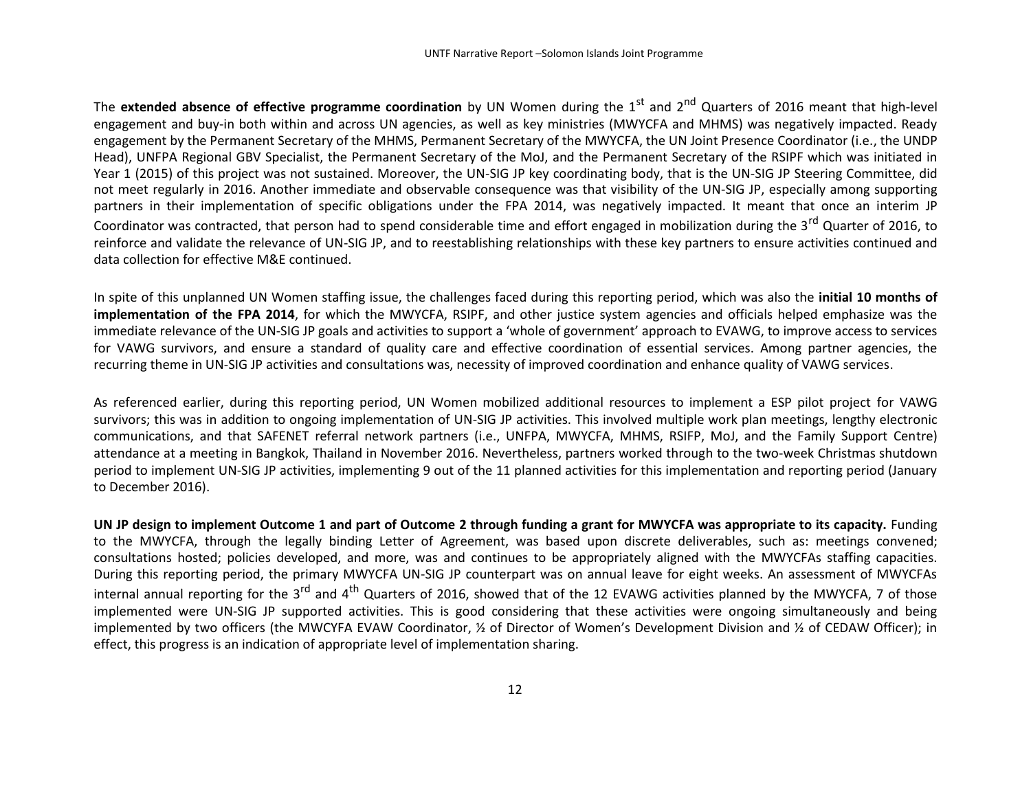The **extended absence of effective programme coordination** by UN Women during the 1st and 2nd Quarters of 2016 meant that high-level engagement and buy-in both within and across UN agencies, as well as key ministries (MWYCFA and MHMS) was negatively impacted. Ready engagement by the Permanent Secretary of the MHMS, Permanent Secretary of the MWYCFA, the UN Joint Presence Coordinator (i.e., the UNDP Head), UNFPA Regional GBV Specialist, the Permanent Secretary of the MoJ, and the Permanent Secretary of the RSIPF which was initiated in Year 1 (2015) of this project was not sustained. Moreover, the UN-SIG JP key coordinating body, that is the UN-SIG JP Steering Committee, did not meet regularly in 2016. Another immediate and observable consequence was that visibility of the UN-SIG JP, especially among supporting partners in their implementation of specific obligations under the FPA 2014, was negatively impacted. It meant that once an interim JP Coordinator was contracted, that person had to spend considerable time and effort engaged in mobilization during the 3rd Quarter of 2016, to reinforce and validate the relevance of UN-SIG JP, and to reestablishing relationships with these key partners to ensure activities continued and data collection for effective M&E continued.

In spite of this unplanned UN Women staffing issue, the challenges faced during this reporting period, which was also the **initial 10 months of implementation of the FPA 2014**, for which the MWYCFA, RSIPF, and other justice system agencies and officials helped emphasize was the immediate relevance of the UN-SIG JP goals and activities to support a 'whole of government' approach to EVAWG, to improve access to services for VAWG survivors, and ensure a standard of quality care and effective coordination of essential services. Among partner agencies, the recurring theme in UN-SIG JP activities and consultations was, necessity of improved coordination and enhance quality of VAWG services.

As referenced earlier, during this reporting period, UN Women mobilized additional resources to implement a ESP pilot project for VAWG survivors; this was in addition to ongoing implementation of UN-SIG JP activities. This involved multiple work plan meetings, lengthy electronic communications, and that SAFENET referral network partners (i.e., UNFPA, MWYCFA, MHMS, RSIFP, MoJ, and the Family Support Centre) attendance at a meeting in Bangkok, Thailand in November 2016. Nevertheless, partners worked through to the two-week Christmas shutdown period to implement UN-SIG JP activities, implementing 9 out of the 11 planned activities for this implementation and reporting period (January to December 2016).

**UN JP design to implement Outcome 1 and part of Outcome 2 through funding a grant for MWYCFA was appropriate to its capacity.** Funding to the MWYCFA, through the legally binding Letter of Agreement, was based upon discrete deliverables, such as: meetings convened; consultations hosted; policies developed, and more, was and continues to be appropriately aligned with the MWYCFAs staffing capacities. During this reporting period, the primary MWYCFA UN-SIG JP counterpart was on annual leave for eight weeks. An assessment of MWYCFAs internal annual reporting for the 3rd and 4th Quarters of 2016, showed that of the 12 EVAWG activities planned by the MWYCFA, 7 of those implemented were UN-SIG JP supported activities. This is good considering that these activities were ongoing simultaneously and being implemented by two officers (the MWCYFA EVAW Coordinator, ½ of Director of Women's Development Division and ½ of CEDAW Officer); in effect, this progress is an indication of appropriate level of implementation sharing.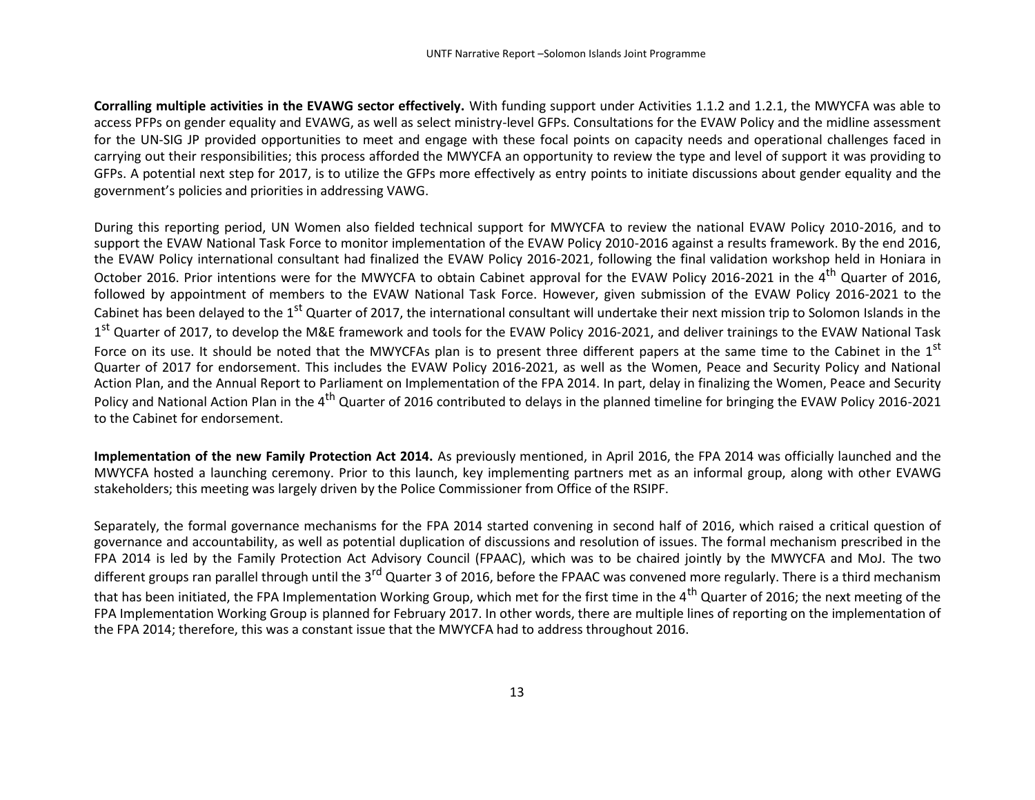**Corralling multiple activities in the EVAWG sector effectively.** With funding support under Activities 1.1.2 and 1.2.1, the MWYCFA was able to access PFPs on gender equality and EVAWG, as well as select ministry-level GFPs. Consultations for the EVAW Policy and the midline assessment for the UN-SIG JP provided opportunities to meet and engage with these focal points on capacity needs and operational challenges faced in carrying out their responsibilities; this process afforded the MWYCFA an opportunity to review the type and level of support it was providing to GFPs. A potential next step for 2017, is to utilize the GFPs more effectively as entry points to initiate discussions about gender equality and the government's policies and priorities in addressing VAWG.

During this reporting period, UN Women also fielded technical support for MWYCFA to review the national EVAW Policy 2010-2016, and to support the EVAW National Task Force to monitor implementation of the EVAW Policy 2010-2016 against a results framework. By the end 2016, the EVAW Policy international consultant had finalized the EVAW Policy 2016-2021, following the final validation workshop held in Honiara in October 2016. Prior intentions were for the MWYCFA to obtain Cabinet approval for the EVAW Policy 2016-2021 in the 4th Quarter of 2016, followed by appointment of members to the EVAW National Task Force. However, given submission of the EVAW Policy 2016-2021 to the Cabinet has been delayed to the 1st Quarter of 2017, the international consultant will undertake their next mission trip to Solomon Islands in the 1st Quarter of 2017, to develop the M&E framework and tools for the EVAW Policy 2016-2021, and deliver trainings to the EVAW National Task Force on its use. It should be noted that the MWYCFAs plan is to present three different papers at the same time to the Cabinet in the 1st Quarter of 2017 for endorsement. This includes the EVAW Policy 2016-2021, as well as the Women, Peace and Security Policy and National Action Plan, and the Annual Report to Parliament on Implementation of the FPA 2014. In part, delay in finalizing the Women, Peace and Security Policy and National Action Plan in the 4th Quarter of 2016 contributed to delays in the planned timeline for bringing the EVAW Policy 2016-2021 to the Cabinet for endorsement.

**Implementation of the new Family Protection Act 2014.** As previously mentioned, in April 2016, the FPA 2014 was officially launched and the MWYCFA hosted a launching ceremony. Prior to this launch, key implementing partners met as an informal group, along with other EVAWG stakeholders; this meeting was largely driven by the Police Commissioner from Office of the RSIPF.

Separately, the formal governance mechanisms for the FPA 2014 started convening in second half of 2016, which raised a critical question of governance and accountability, as well as potential duplication of discussions and resolution of issues. The formal mechanism prescribed in the FPA 2014 is led by the Family Protection Act Advisory Council (FPAAC), which was to be chaired jointly by the MWYCFA and MoJ. The two different groups ran parallel through until the 3rd Quarter 3 of 2016, before the FPAAC was convened more regularly. There is a third mechanism that has been initiated, the FPA Implementation Working Group, which met for the first time in the 4th Quarter of 2016; the next meeting of the FPA Implementation Working Group is planned for February 2017. In other words, there are multiple lines of reporting on the implementation of the FPA 2014; therefore, this was a constant issue that the MWYCFA had to address throughout 2016.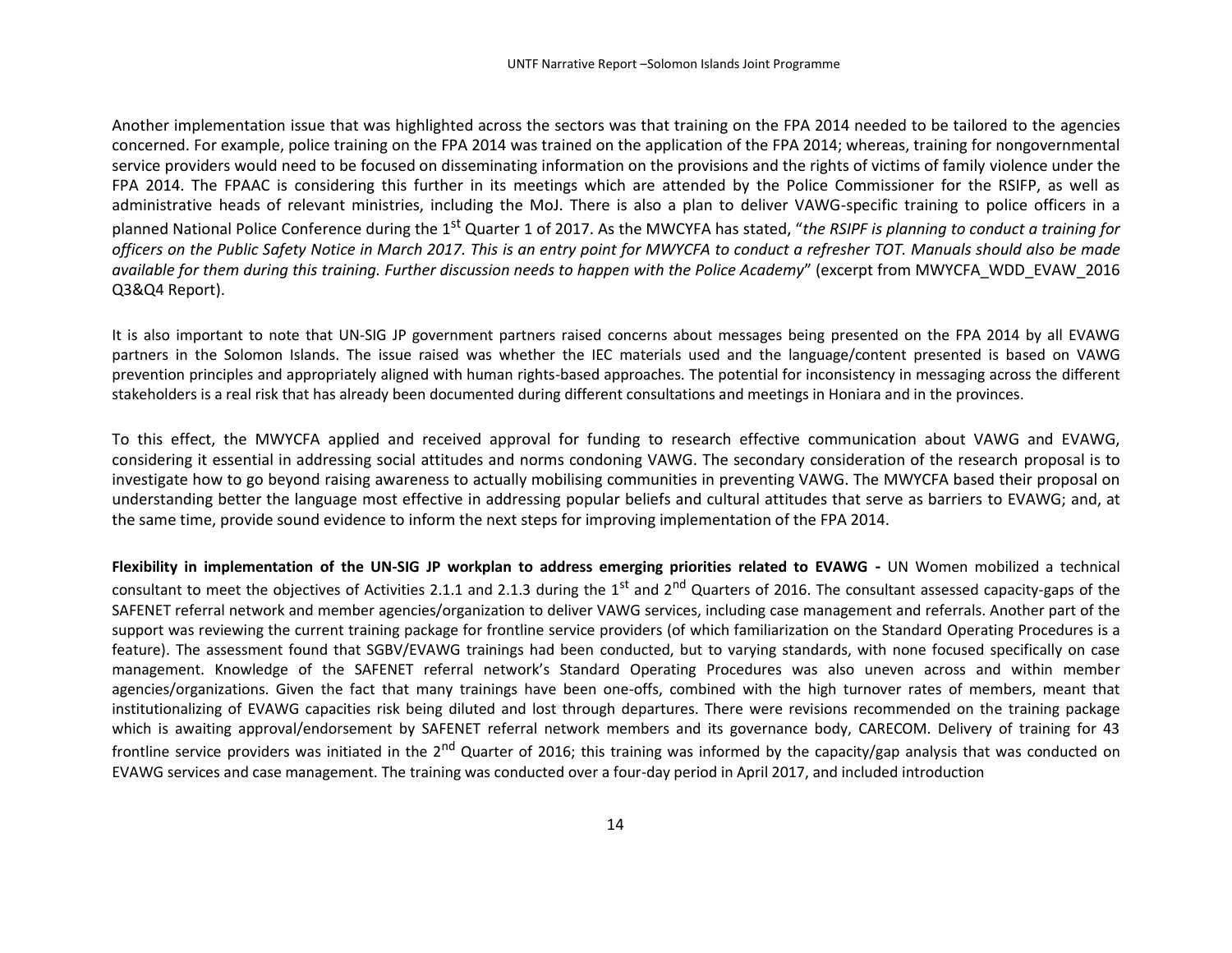Another implementation issue that was highlighted across the sectors was that training on the FPA 2014 needed to be tailored to the agencies concerned. For example, police training on the FPA 2014 was trained on the application of the FPA 2014; whereas, training for nongovernmental service providers would need to be focused on disseminating information on the provisions and the rights of victims of family violence under the FPA 2014. The FPAAC is considering this further in its meetings which are attended by the Police Commissioner for the RSIFP, as well as administrative heads of relevant ministries, including the MoJ. There is also a plan to deliver VAWG-specific training to police officers in a planned National Police Conference during the 1st Quarter 1 of 2017. As the MWCYFA has stated, "*the RSIPF is planning to conduct a training for officers on the Public Safety Notice in March 2017. This is an entry point for MWYCFA to conduct a refresher TOT. Manuals should also be made available for them during this training. Further discussion needs to happen with the Police Academy*" (excerpt from MWYCFA_WDD_EVAW_2016 Q3&Q4 Report).

It is also important to note that UN-SIG JP government partners raised concerns about messages being presented on the FPA 2014 by all EVAWG partners in the Solomon Islands. The issue raised was whether the IEC materials used and the language/content presented is based on VAWG prevention principles and appropriately aligned with human rights-based approaches. The potential for inconsistency in messaging across the different stakeholders is a real risk that has already been documented during different consultations and meetings in Honiara and in the provinces.

To this effect, the MWYCFA applied and received approval for funding to research effective communication about VAWG and EVAWG, considering it essential in addressing social attitudes and norms condoning VAWG. The secondary consideration of the research proposal is to investigate how to go beyond raising awareness to actually mobilising communities in preventing VAWG. The MWYCFA based their proposal on understanding better the language most effective in addressing popular beliefs and cultural attitudes that serve as barriers to EVAWG; and, at the same time, provide sound evidence to inform the next steps for improving implementation of the FPA 2014.

**Flexibility in implementation of the UN-SIG JP workplan to address emerging priorities related to EVAWG -** UN Women mobilized a technical consultant to meet the objectives of Activities 2.1.1 and 2.1.3 during the 1st and 2nd Quarters of 2016. The consultant assessed capacity-gaps of the SAFENET referral network and member agencies/organization to deliver VAWG services, including case management and referrals. Another part of the support was reviewing the current training package for frontline service providers (of which familiarization on the Standard Operating Procedures is a feature). The assessment found that SGBV/EVAWG trainings had been conducted, but to varying standards, with none focused specifically on case management. Knowledge of the SAFENET referral network's Standard Operating Procedures was also uneven across and within member agencies/organizations. Given the fact that many trainings have been one-offs, combined with the high turnover rates of members, meant that institutionalizing of EVAWG capacities risk being diluted and lost through departures. There were revisions recommended on the training package which is awaiting approval/endorsement by SAFENET referral network members and its governance body, CARECOM. Delivery of training for 43 frontline service providers was initiated in the 2nd Quarter of 2016; this training was informed by the capacity/gap analysis that was conducted on EVAWG services and case management. The training was conducted over a four-day period in April 2017, and included introduction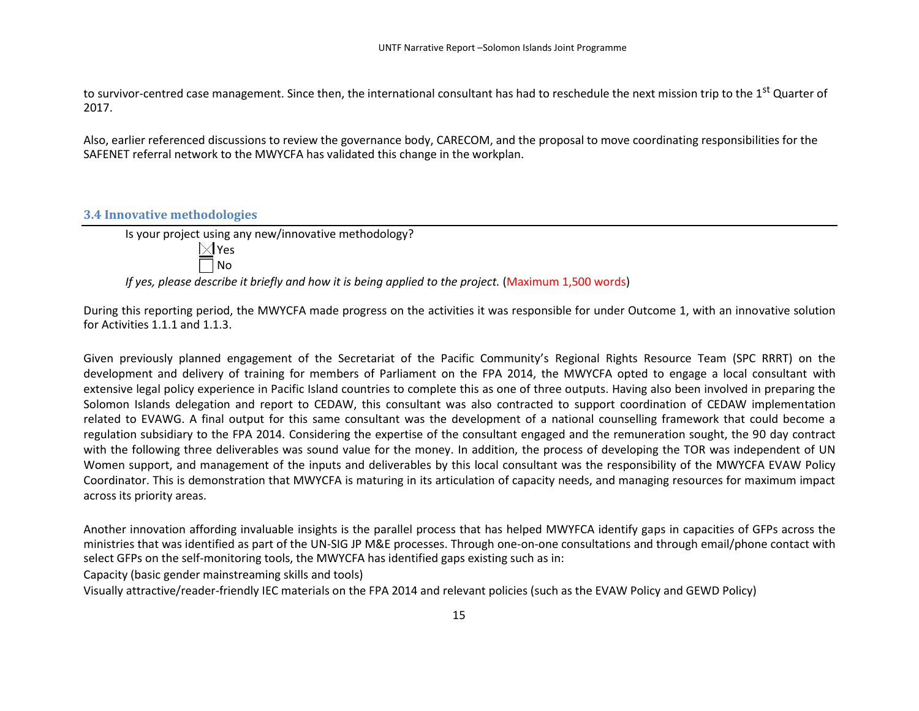to survivor-centred case management. Since then, the international consultant has had to reschedule the next mission trip to the 1st Quarter of 2017.

Also, earlier referenced discussions to review the governance body, CARECOM, and the proposal to move coordinating responsibilities for the SAFENET referral network to the MWYCFA has validated this change in the workplan.

### 3.4 Innovative methodologies

Is your project using any new/innovative methodology?

- [x] Yes
- [ ] No

*If yes, please describe it briefly and how it is being applied to the project.* (Maximum 1,500 words)

During this reporting period, the MWYCFA made progress on the activities it was responsible for under Outcome 1, with an innovative solution for Activities 1.1.1 and 1.1.3.

Given previously planned engagement of the Secretariat of the Pacific Community's Regional Rights Resource Team (SPC RRRT) on the development and delivery of training for members of Parliament on the FPA 2014, the MWYCFA opted to engage a local consultant with extensive legal policy experience in Pacific Island countries to complete this as one of three outputs. Having also been involved in preparing the Solomon Islands delegation and report to CEDAW, this consultant was also contracted to support coordination of CEDAW implementation related to EVAWG. A final output for this same consultant was the development of a national counselling framework that could become a regulation subsidiary to the FPA 2014. Considering the expertise of the consultant engaged and the remuneration sought, the 90 day contract with the following three deliverables was sound value for the money. In addition, the process of developing the TOR was independent of UN Women support, and management of the inputs and deliverables by this local consultant was the responsibility of the MWYCFA EVAW Policy Coordinator. This is demonstration that MWYCFA is maturing in its articulation of capacity needs, and managing resources for maximum impact across its priority areas.

Another innovation affording invaluable insights is the parallel process that has helped MWYFCA identify gaps in capacities of GFPs across the ministries that was identified as part of the UN-SIG JP M&E processes. Through one-on-one consultations and through email/phone contact with select GFPs on the self-monitoring tools, the MWYCFA has identified gaps existing such as in:

Capacity (basic gender mainstreaming skills and tools)

Visually attractive/reader-friendly IEC materials on the FPA 2014 and relevant policies (such as the EVAW Policy and GEWD Policy)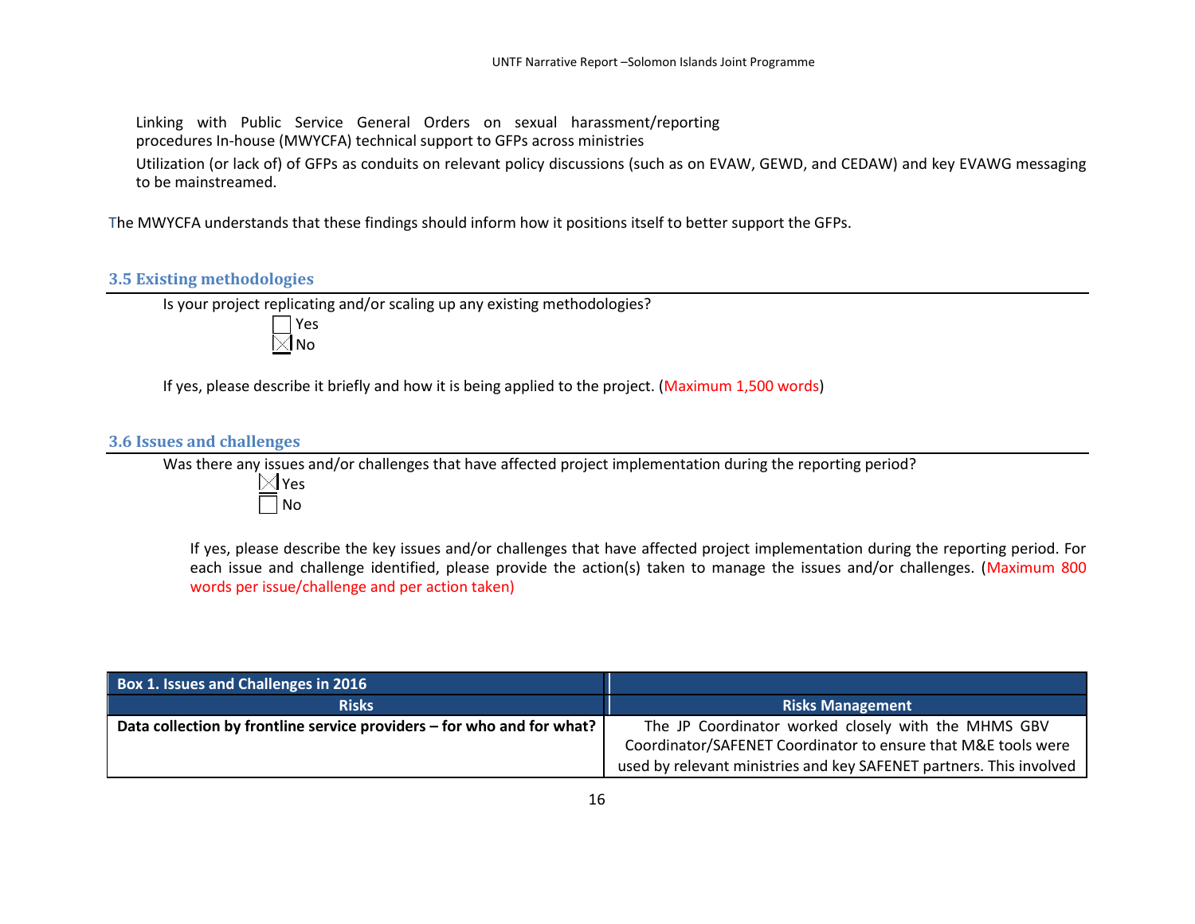Linking with Public Service General Orders on sexual harassment/reporting procedures In-house (MWYCFA) technical support to GFPs across ministries

Utilization (or lack of) of GFPs as conduits on relevant policy discussions (such as on EVAW, GEWD, and CEDAW) and key EVAWG messaging to be mainstreamed.

The MWYCFA understands that these findings should inform how it positions itself to better support the GFPs.

### 3.5 Existing methodologies

Is your project replicating and/or scaling up any existing methodologies?

☐ Yes
☒ No

If yes, please describe it briefly and how it is being applied to the project. (Maximum 1,500 words)

### 3.6 Issues and challenges

Was there any issues and/or challenges that have affected project implementation during the reporting period?

☒ Yes
☐ No

If yes, please describe the key issues and/or challenges that have affected project implementation during the reporting period. For each issue and challenge identified, please provide the action(s) taken to manage the issues and/or challenges. (Maximum 800 words per issue/challenge and per action taken)

| Box 1. Issues and Challenges in 2016 | |
|---|---|
| **Risks** | **Risks Management** |
| **Data collection by frontline service providers – for who and for what?** | The JP Coordinator worked closely with the MHMS GBV Coordinator/SAFENET Coordinator to ensure that M&E tools were used by relevant ministries and key SAFENET partners. This involved |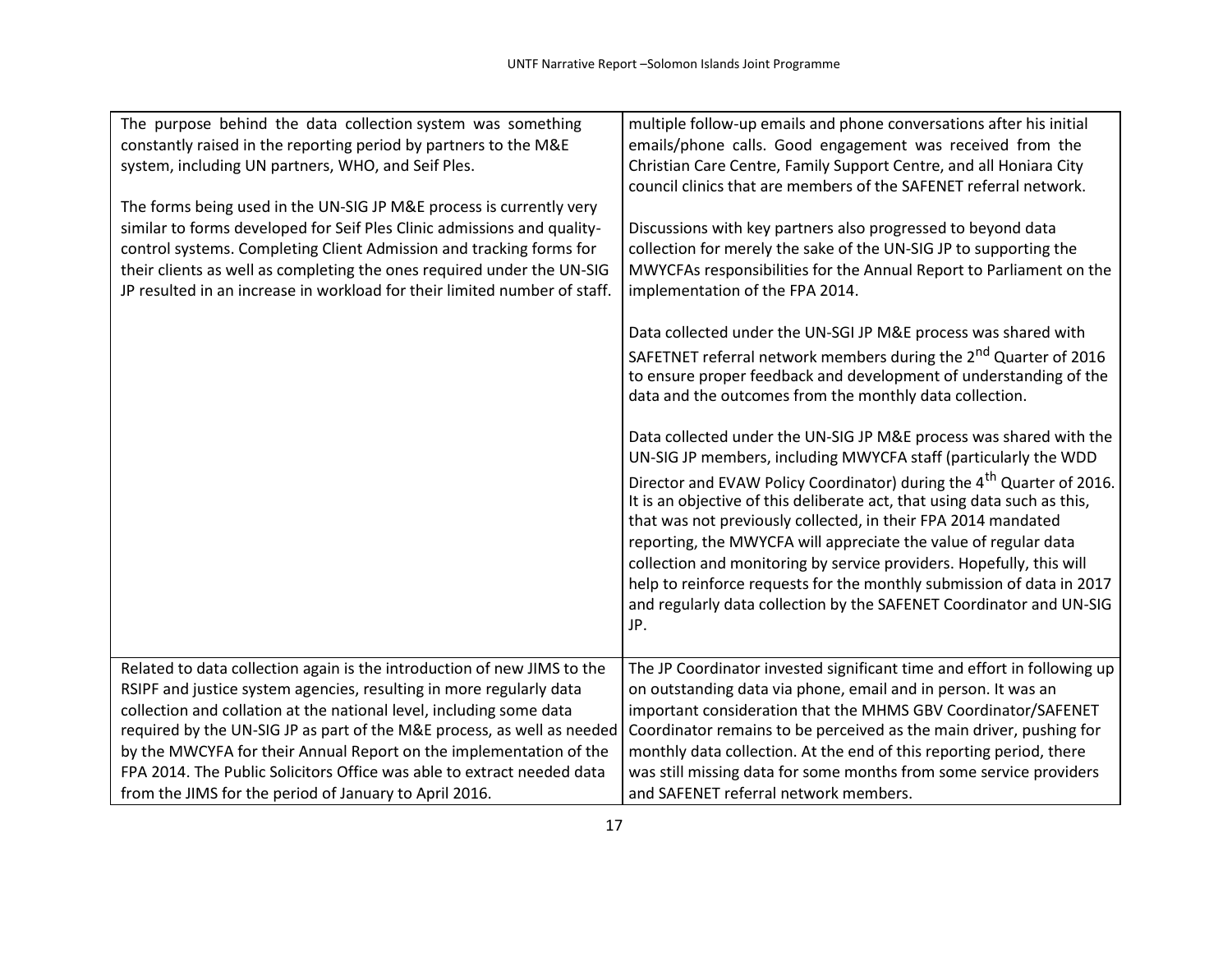| | |
|---|---|
| The purpose behind the data collection system was something constantly raised in the reporting period by partners to the M&E system, including UN partners, WHO, and Seif Ples.<br><br>The forms being used in the UN-SIG JP M&E process is currently very similar to forms developed for Seif Ples Clinic admissions and quality-control systems. Completing Client Admission and tracking forms for their clients as well as completing the ones required under the UN-SIG JP resulted in an increase in workload for their limited number of staff. | multiple follow-up emails and phone conversations after his initial emails/phone calls. Good engagement was received from the Christian Care Centre, Family Support Centre, and all Honiara City council clinics that are members of the SAFENET referral network.<br><br>Discussions with key partners also progressed to beyond data collection for merely the sake of the UN-SIG JP to supporting the MWYCFAs responsibilities for the Annual Report to Parliament on the implementation of the FPA 2014.<br><br>Data collected under the UN-SGI JP M&E process was shared with SAFETNET referral network members during the 2nd Quarter of 2016 to ensure proper feedback and development of understanding of the data and the outcomes from the monthly data collection.<br><br>Data collected under the UN-SIG JP M&E process was shared with the UN-SIG JP members, including MWYCFA staff (particularly the WDD Director and EVAW Policy Coordinator) during the 4th Quarter of 2016. It is an objective of this deliberate act, that using data such as this, that was not previously collected, in their FPA 2014 mandated reporting, the MWYCFA will appreciate the value of regular data collection and monitoring by service providers. Hopefully, this will help to reinforce requests for the monthly submission of data in 2017 and regularly data collection by the SAFENET Coordinator and UN-SIG JP. |
| Related to data collection again is the introduction of new JIMS to the RSIPF and justice system agencies, resulting in more regularly data collection and collation at the national level, including some data required by the UN-SIG JP as part of the M&E process, as well as needed by the MWCYFA for their Annual Report on the implementation of the FPA 2014. The Public Solicitors Office was able to extract needed data from the JIMS for the period of January to April 2016. | The JP Coordinator invested significant time and effort in following up on outstanding data via phone, email and in person. It was an important consideration that the MHMS GBV Coordinator/SAFENET Coordinator remains to be perceived as the main driver, pushing for monthly data collection. At the end of this reporting period, there was still missing data for some months from some service providers and SAFENET referral network members. |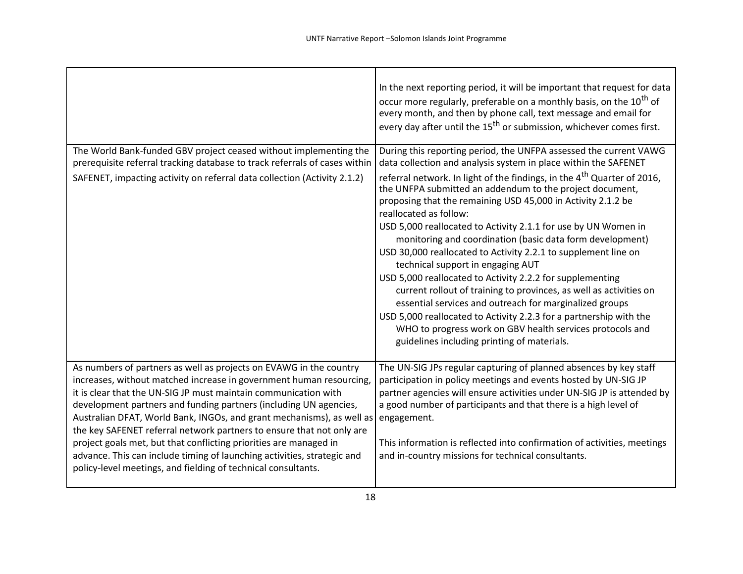| | |
|---|---|
| | In the next reporting period, it will be important that request for data occur more regularly, preferable on a monthly basis, on the 10th of every month, and then by phone call, text message and email for every day after until the 15th or submission, whichever comes first. |
| The World Bank-funded GBV project ceased without implementing the prerequisite referral tracking database to track referrals of cases within SAFENET, impacting activity on referral data collection (Activity 2.1.2) | During this reporting period, the UNFPA assessed the current VAWG data collection and analysis system in place within the SAFENET referral network. In light of the findings, in the 4th Quarter of 2016, the UNFPA submitted an addendum to the project document, proposing that the remaining USD 45,000 in Activity 2.1.2 be reallocated as follow:<br>USD 5,000 reallocated to Activity 2.1.1 for use by UN Women in monitoring and coordination (basic data form development)<br>USD 30,000 reallocated to Activity 2.2.1 to supplement line on technical support in engaging AUT<br>USD 5,000 reallocated to Activity 2.2.2 for supplementing current rollout of training to provinces, as well as activities on essential services and outreach for marginalized groups<br>USD 5,000 reallocated to Activity 2.2.3 for a partnership with the WHO to progress work on GBV health services protocols and guidelines including printing of materials. |
| As numbers of partners as well as projects on EVAWG in the country increases, without matched increase in government human resourcing, it is clear that the UN-SIG JP must maintain communication with development partners and funding partners (including UN agencies, Australian DFAT, World Bank, INGOs, and grant mechanisms), as well as the key SAFENET referral network partners to ensure that not only are project goals met, but that conflicting priorities are managed in advance. This can include timing of launching activities, strategic and policy-level meetings, and fielding of technical consultants. | The UN-SIG JPs regular capturing of planned absences by key staff participation in policy meetings and events hosted by UN-SIG JP partner agencies will ensure activities under UN-SIG JP is attended by a good number of participants and that there is a high level of engagement.<br><br>This information is reflected into confirmation of activities, meetings and in-country missions for technical consultants. |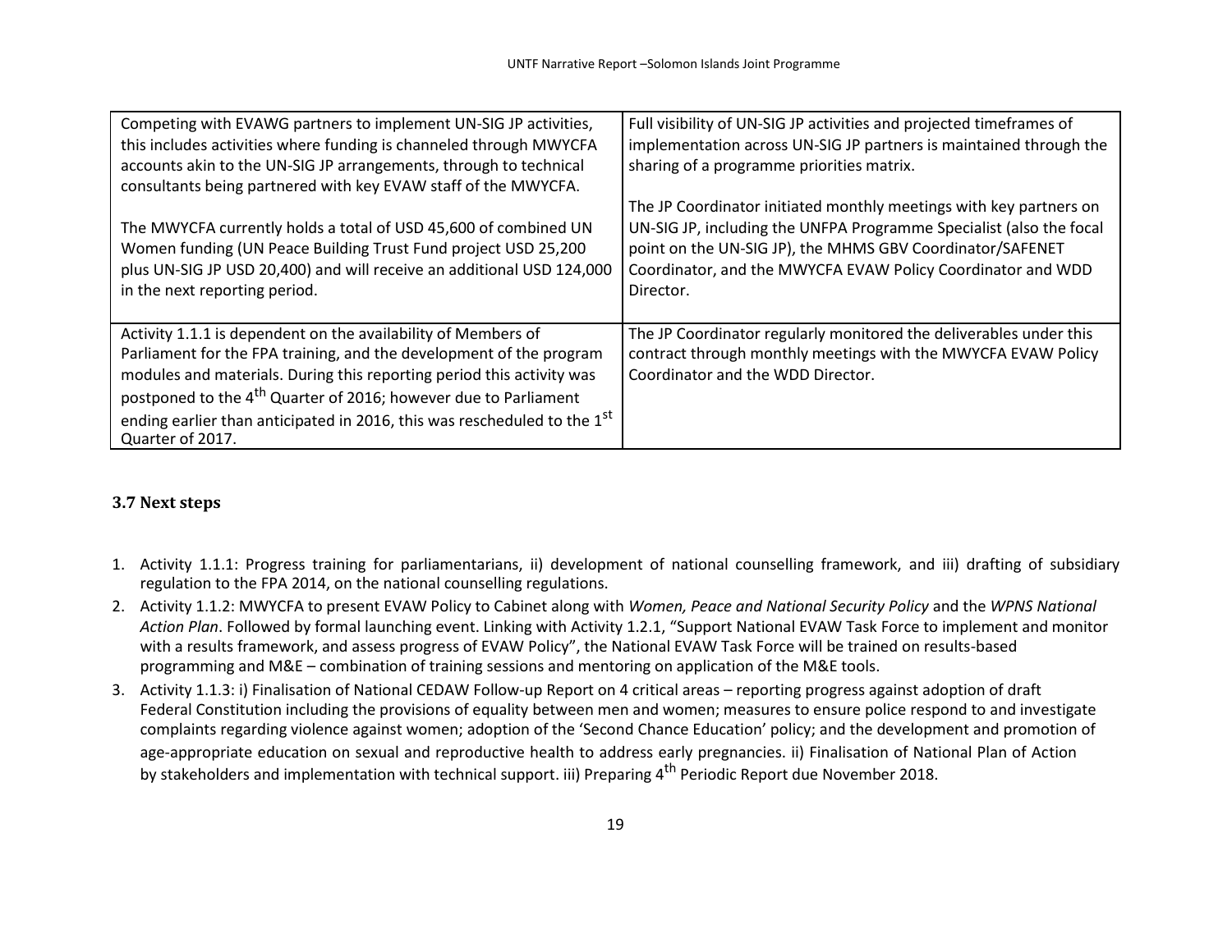| | |
|---|---|
| Competing with EVAWG partners to implement UN-SIG JP activities, this includes activities where funding is channeled through MWYCFA accounts akin to the UN-SIG JP arrangements, through to technical consultants being partnered with key EVAW staff of the MWYCFA.<br><br>The MWYCFA currently holds a total of USD 45,600 of combined UN Women funding (UN Peace Building Trust Fund project USD 25,200 plus UN-SIG JP USD 20,400) and will receive an additional USD 124,000 in the next reporting period. | Full visibility of UN-SIG JP activities and projected timeframes of implementation across UN-SIG JP partners is maintained through the sharing of a programme priorities matrix.<br><br>The JP Coordinator initiated monthly meetings with key partners on UN-SIG JP, including the UNFPA Programme Specialist (also the focal point on the UN-SIG JP), the MHMS GBV Coordinator/SAFENET Coordinator, and the MWYCFA EVAW Policy Coordinator and WDD Director. |
| Activity 1.1.1 is dependent on the availability of Members of Parliament for the FPA training, and the development of the program modules and materials. During this reporting period this activity was postponed to the 4th Quarter of 2016; however due to Parliament ending earlier than anticipated in 2016, this was rescheduled to the 1st Quarter of 2017. | The JP Coordinator regularly monitored the deliverables under this contract through monthly meetings with the MWYCFA EVAW Policy Coordinator and the WDD Director. |

### 3.7 Next steps

1. Activity 1.1.1: Progress training for parliamentarians, ii) development of national counselling framework, and iii) drafting of subsidiary regulation to the FPA 2014, on the national counselling regulations.
2. Activity 1.1.2: MWYCFA to present EVAW Policy to Cabinet along with *Women, Peace and National Security Policy* and the *WPNS National Action Plan*. Followed by formal launching event. Linking with Activity 1.2.1, "Support National EVAW Task Force to implement and monitor with a results framework, and assess progress of EVAW Policy", the National EVAW Task Force will be trained on results-based programming and M&E – combination of training sessions and mentoring on application of the M&E tools.
3. Activity 1.1.3: i) Finalisation of National CEDAW Follow-up Report on 4 critical areas – reporting progress against adoption of draft Federal Constitution including the provisions of equality between men and women; measures to ensure police respond to and investigate complaints regarding violence against women; adoption of the 'Second Chance Education' policy; and the development and promotion of age-appropriate education on sexual and reproductive health to address early pregnancies. ii) Finalisation of National Plan of Action by stakeholders and implementation with technical support. iii) Preparing 4th Periodic Report due November 2018.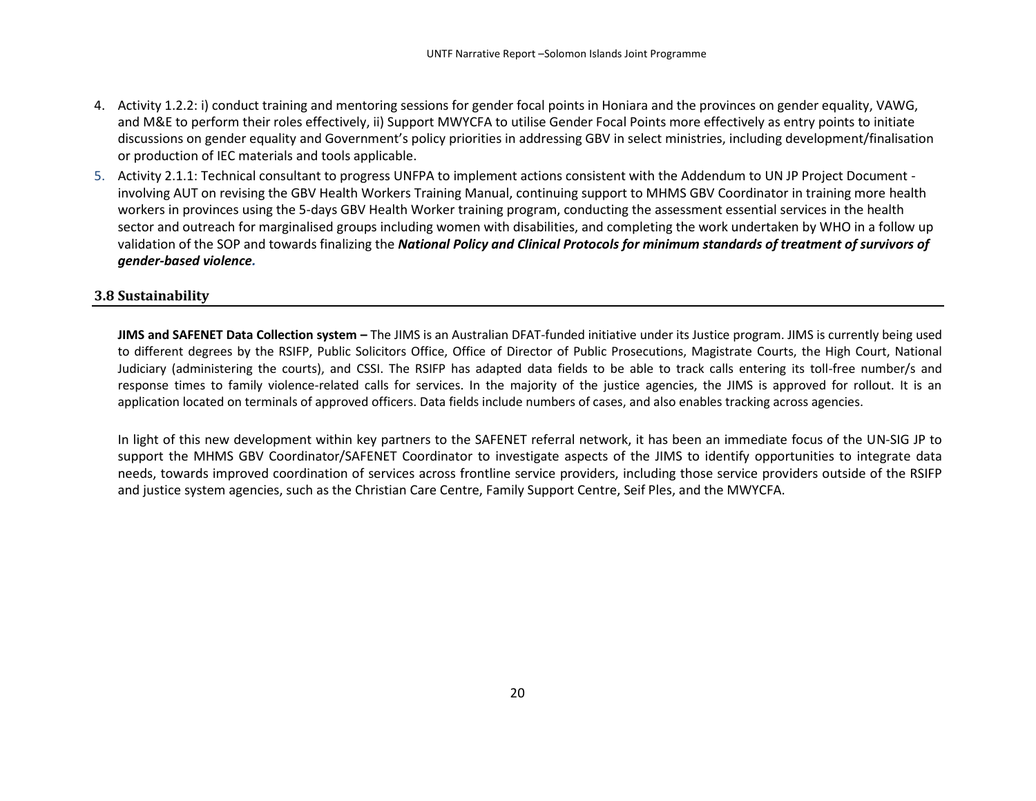4. Activity 1.2.2: i) conduct training and mentoring sessions for gender focal points in Honiara and the provinces on gender equality, VAWG, and M&E to perform their roles effectively, ii) Support MWYCFA to utilise Gender Focal Points more effectively as entry points to initiate discussions on gender equality and Government's policy priorities in addressing GBV in select ministries, including development/finalisation or production of IEC materials and tools applicable.
5. Activity 2.1.1: Technical consultant to progress UNFPA to implement actions consistent with the Addendum to UN JP Project Document - involving AUT on revising the GBV Health Workers Training Manual, continuing support to MHMS GBV Coordinator in training more health workers in provinces using the 5-days GBV Health Worker training program, conducting the assessment essential services in the health sector and outreach for marginalised groups including women with disabilities, and completing the work undertaken by WHO in a follow up validation of the SOP and towards finalizing the ***National Policy and Clinical Protocols for minimum standards of treatment of survivors of gender-based violence.***

### 3.8 Sustainability

**JIMS and SAFENET Data Collection system –** The JIMS is an Australian DFAT-funded initiative under its Justice program. JIMS is currently being used to different degrees by the RSIFP, Public Solicitors Office, Office of Director of Public Prosecutions, Magistrate Courts, the High Court, National Judiciary (administering the courts), and CSSI. The RSIFP has adapted data fields to be able to track calls entering its toll-free number/s and response times to family violence-related calls for services. In the majority of the justice agencies, the JIMS is approved for rollout. It is an application located on terminals of approved officers. Data fields include numbers of cases, and also enables tracking across agencies.

In light of this new development within key partners to the SAFENET referral network, it has been an immediate focus of the UN-SIG JP to support the MHMS GBV Coordinator/SAFENET Coordinator to investigate aspects of the JIMS to identify opportunities to integrate data needs, towards improved coordination of services across frontline service providers, including those service providers outside of the RSIFP and justice system agencies, such as the Christian Care Centre, Family Support Centre, Seif Ples, and the MWYCFA.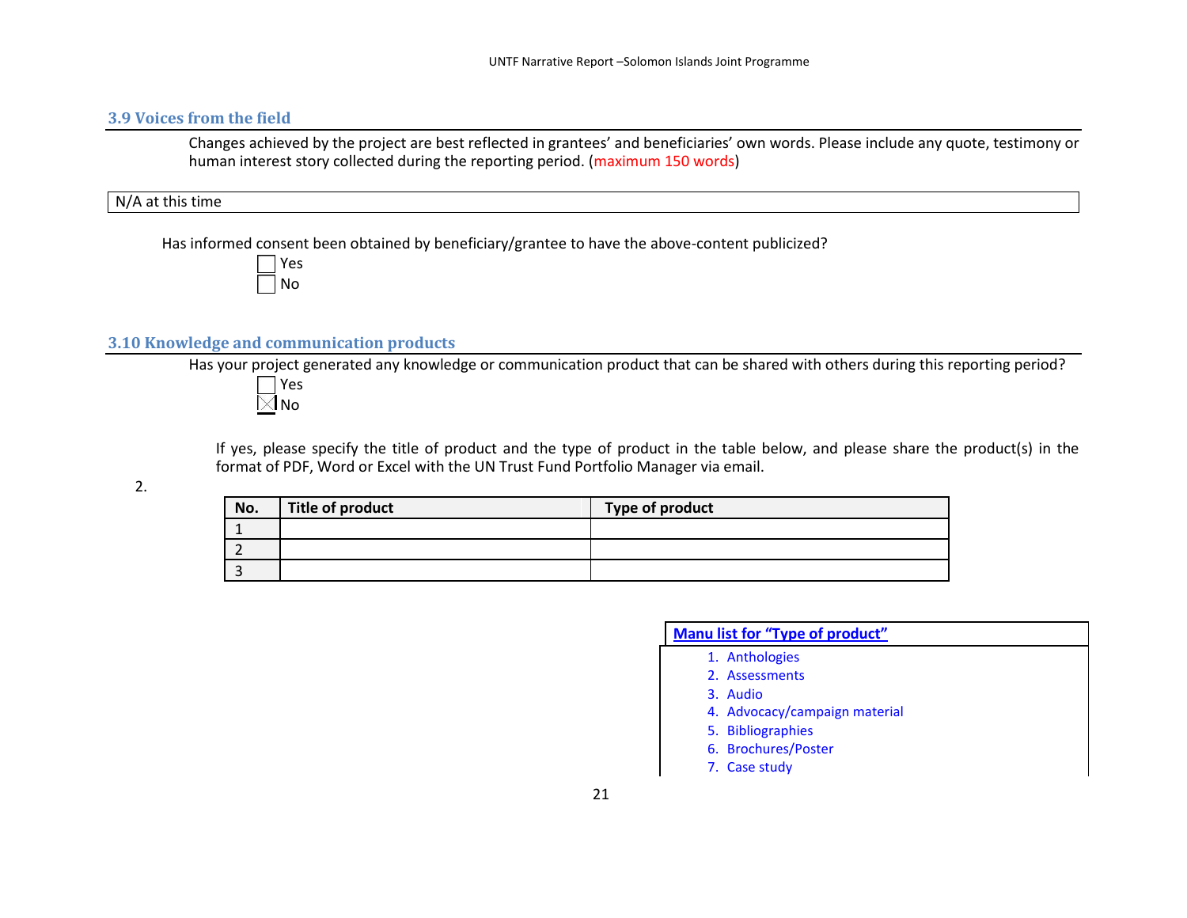### 3.9 Voices from the field

Changes achieved by the project are best reflected in grantees' and beneficiaries' own words. Please include any quote, testimony or human interest story collected during the reporting period. (maximum 150 words)

| N/A at this time |
|---|

Has informed consent been obtained by beneficiary/grantee to have the above-content publicized?

☐ Yes
☐ No

### 3.10 Knowledge and communication products

Has your project generated any knowledge or communication product that can be shared with others during this reporting period?

☐ Yes
☒ No

If yes, please specify the title of product and the type of product in the table below, and please share the product(s) in the format of PDF, Word or Excel with the UN Trust Fund Portfolio Manager via email.

2.

| No. | Title of product | Type of product |
|---|---|---|
| 1 | | |
| 2 | | |
| 3 | | |

**Manu list for "Type of product"**

1. Anthologies
2. Assessments
3. Audio
4. Advocacy/campaign material
5. Bibliographies
6. Brochures/Poster
7. Case study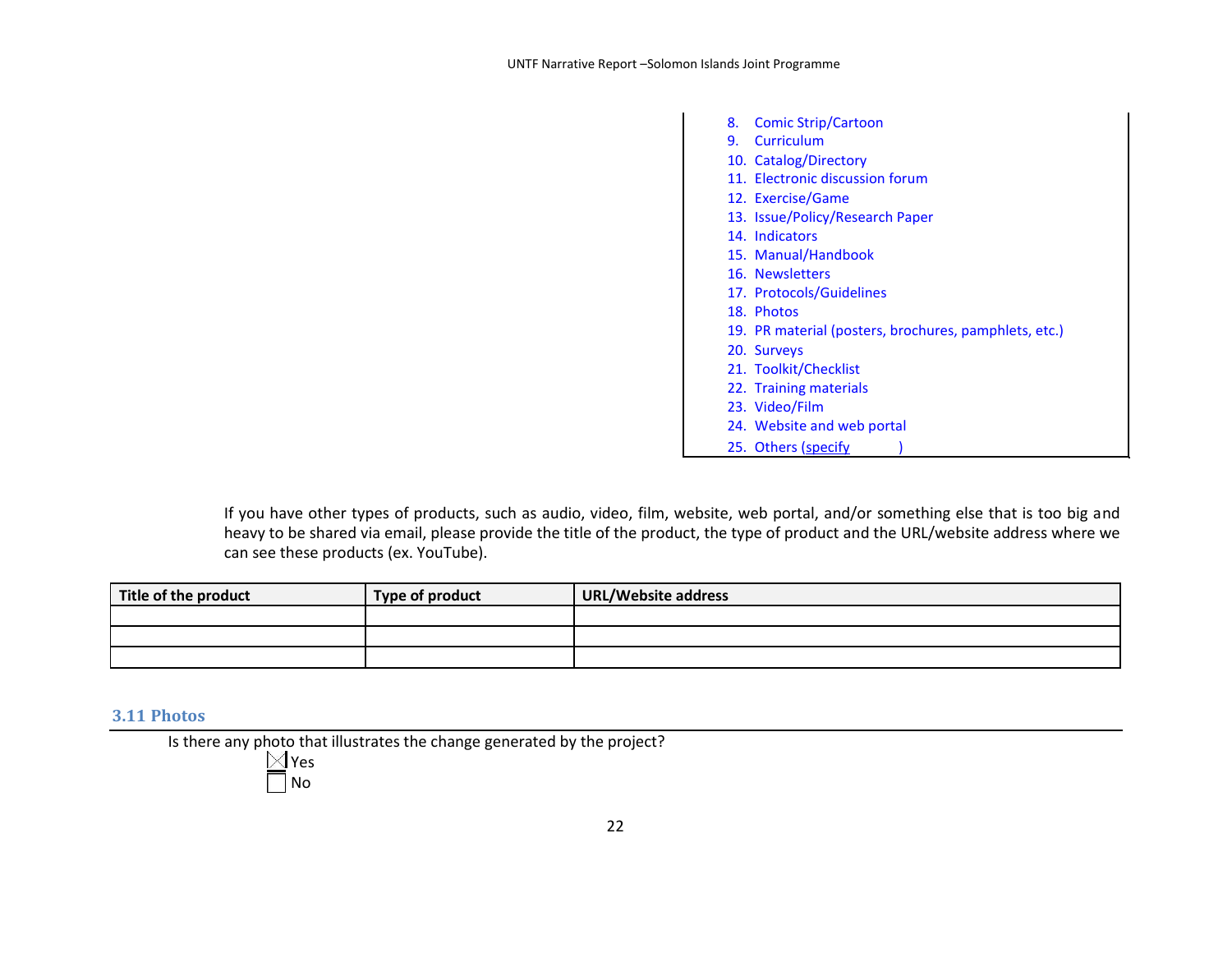8. Comic Strip/Cartoon
9. Curriculum
10. Catalog/Directory
11. Electronic discussion forum
12. Exercise/Game
13. Issue/Policy/Research Paper
14. Indicators
15. Manual/Handbook
16. Newsletters
17. Protocols/Guidelines
18. Photos
19. PR material (posters, brochures, pamphlets, etc.)
20. Surveys
21. Toolkit/Checklist
22. Training materials
23. Video/Film
24. Website and web portal
25. Others (specify )

If you have other types of products, such as audio, video, film, website, web portal, and/or something else that is too big and heavy to be shared via email, please provide the title of the product, the type of product and the URL/website address where we can see these products (ex. YouTube).

| Title of the product | Type of product | URL/Website address |
|---|---|---|
| | | |
| | | |
| | | |

### 3.11 Photos

Is there any photo that illustrates the change generated by the project?

- [x] Yes
- [ ] No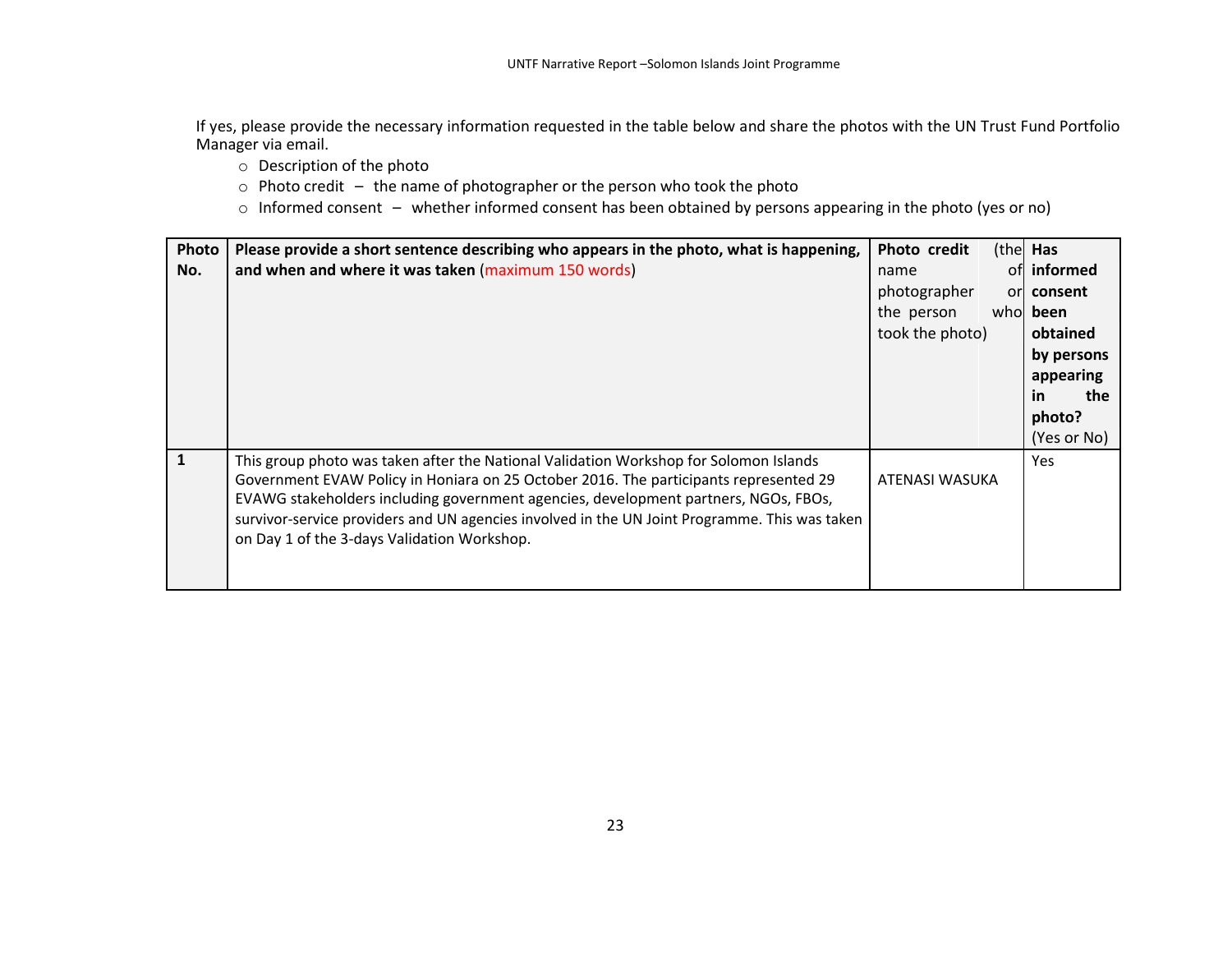If yes, please provide the necessary information requested in the table below and share the photos with the UN Trust Fund Portfolio Manager via email.

- Description of the photo
- Photo credit – the name of photographer or the person who took the photo
- Informed consent – whether informed consent has been obtained by persons appearing in the photo (yes or no)

| **Photo No.** | **Please provide a short sentence describing who appears in the photo, what is happening, and when and where it was taken** (maximum 150 words) | **Photo credit** (the name of photographer or the person who took the photo) | **Has informed consent been obtained by persons appearing in the photo?** (Yes or No) |
|---|---|---|---|
| **1** | This group photo was taken after the National Validation Workshop for Solomon Islands Government EVAW Policy in Honiara on 25 October 2016. The participants represented 29 EVAWG stakeholders including government agencies, development partners, NGOs, FBOs, survivor-service providers and UN agencies involved in the UN Joint Programme. This was taken on Day 1 of the 3-days Validation Workshop. | ATENASI WASUKA | Yes |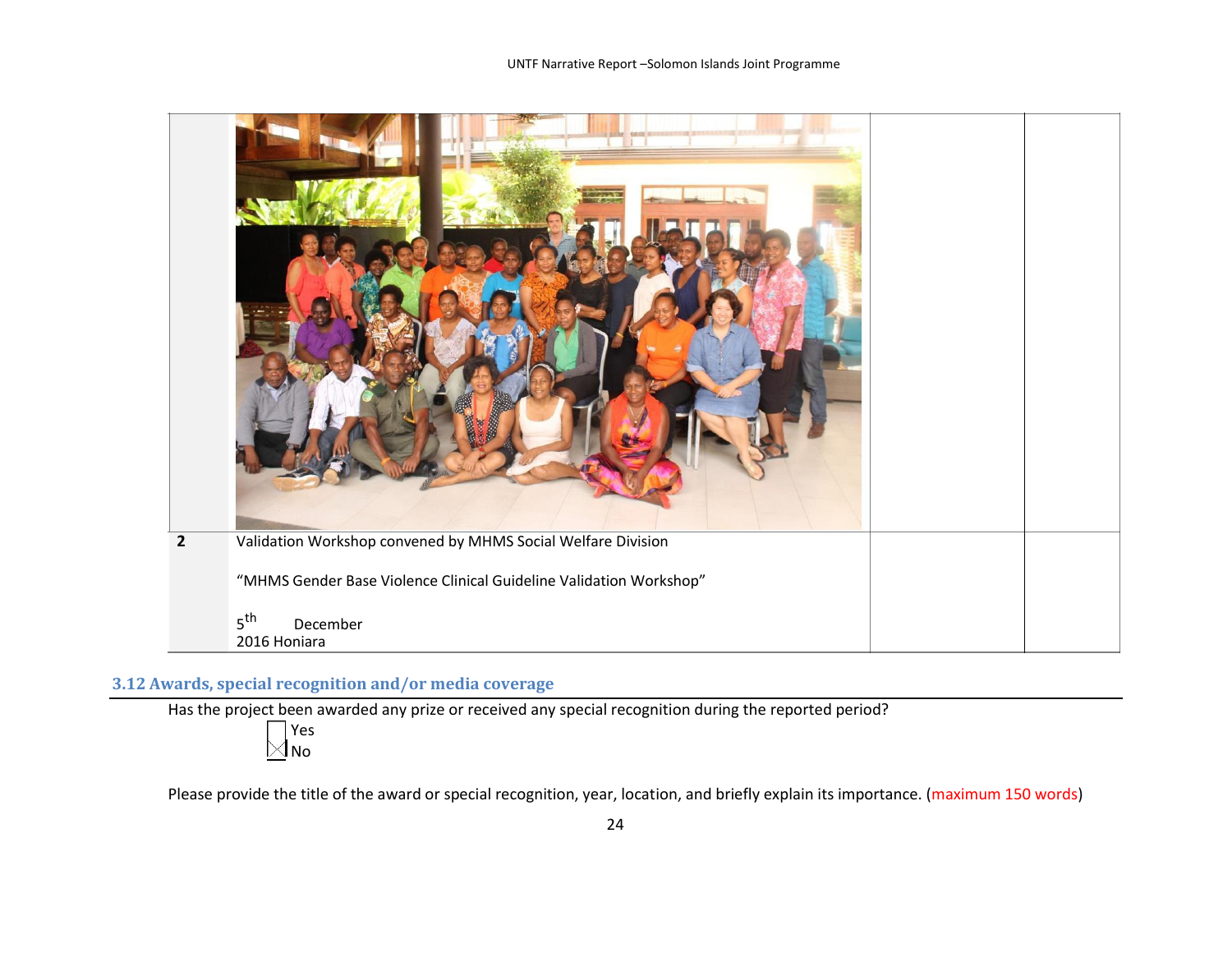| | | | |
|---|---|---|---|
| | | | |
| **2** | Validation Workshop convened by MHMS Social Welfare Division<br><br>"MHMS Gender Base Violence Clinical Guideline Validation Workshop"<br><br>5th December 2016 Honiara | | |

### 3.12 Awards, special recognition and/or media coverage

Has the project been awarded any prize or received any special recognition during the reported period?

☐ Yes
☒ No

Please provide the title of the award or special recognition, year, location, and briefly explain its importance. (maximum 150 words)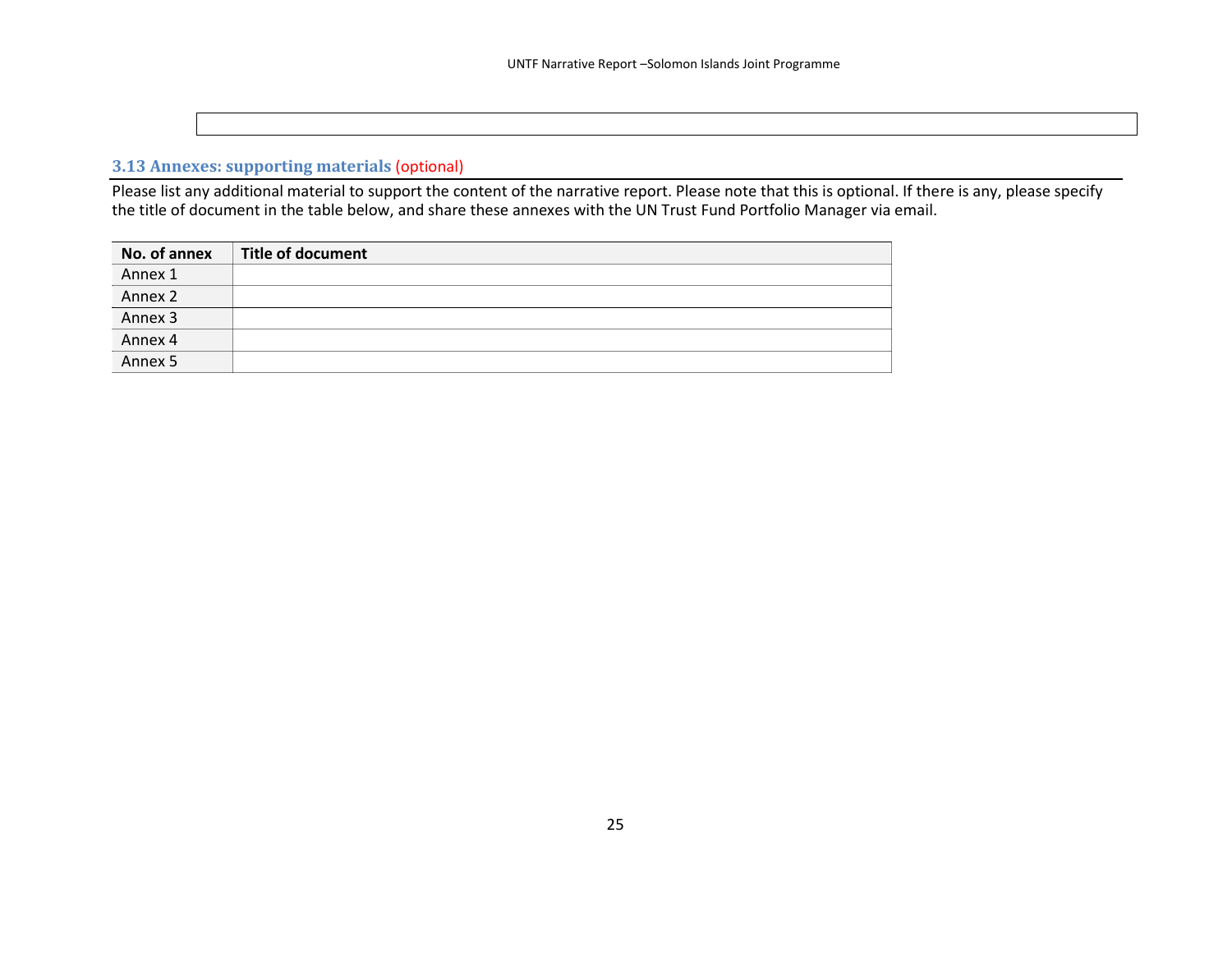### 3.13 Annexes: supporting materials (optional)

Please list any additional material to support the content of the narrative report. Please note that this is optional. If there is any, please specify the title of document in the table below, and share these annexes with the UN Trust Fund Portfolio Manager via email.

| No. of annex | Title of document |
|---|---|
| Annex 1 | |
| Annex 2 | |
| Annex 3 | |
| Annex 4 | |
| Annex 5 | |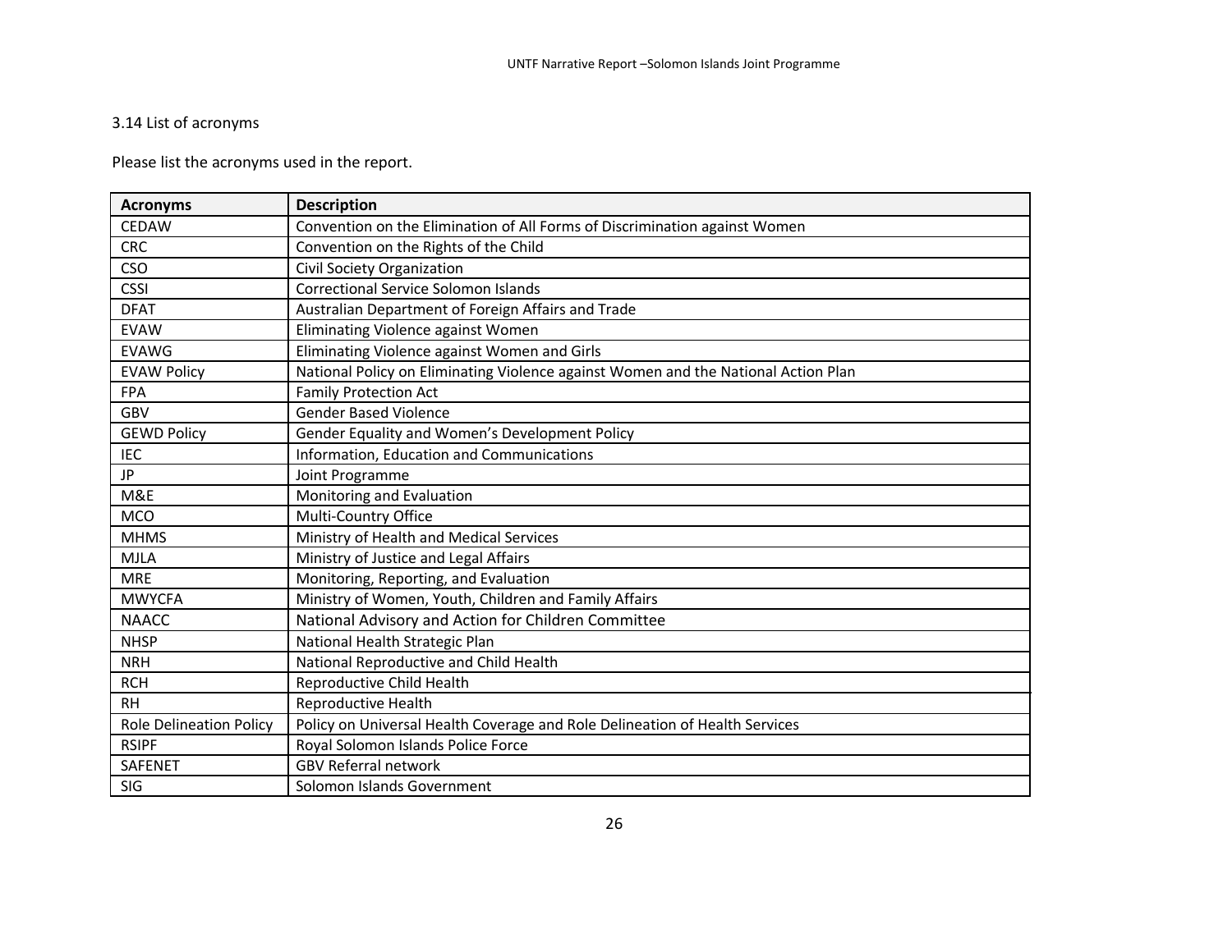3.14 List of acronyms

Please list the acronyms used in the report.

| Acronyms | Description |
|---|---|
| CEDAW | Convention on the Elimination of All Forms of Discrimination against Women |
| CRC | Convention on the Rights of the Child |
| CSO | Civil Society Organization |
| CSSI | Correctional Service Solomon Islands |
| DFAT | Australian Department of Foreign Affairs and Trade |
| EVAW | Eliminating Violence against Women |
| EVAWG | Eliminating Violence against Women and Girls |
| EVAW Policy | National Policy on Eliminating Violence against Women and the National Action Plan |
| FPA | Family Protection Act |
| GBV | Gender Based Violence |
| GEWD Policy | Gender Equality and Women's Development Policy |
| IEC | Information, Education and Communications |
| JP | Joint Programme |
| M&E | Monitoring and Evaluation |
| MCO | Multi-Country Office |
| MHMS | Ministry of Health and Medical Services |
| MJLA | Ministry of Justice and Legal Affairs |
| MRE | Monitoring, Reporting, and Evaluation |
| MWYCFA | Ministry of Women, Youth, Children and Family Affairs |
| NAACC | National Advisory and Action for Children Committee |
| NHSP | National Health Strategic Plan |
| NRH | National Reproductive and Child Health |
| RCH | Reproductive Child Health |
| RH | Reproductive Health |
| Role Delineation Policy | Policy on Universal Health Coverage and Role Delineation of Health Services |
| RSIPF | Royal Solomon Islands Police Force |
| SAFENET | GBV Referral network |
| SIG | Solomon Islands Government |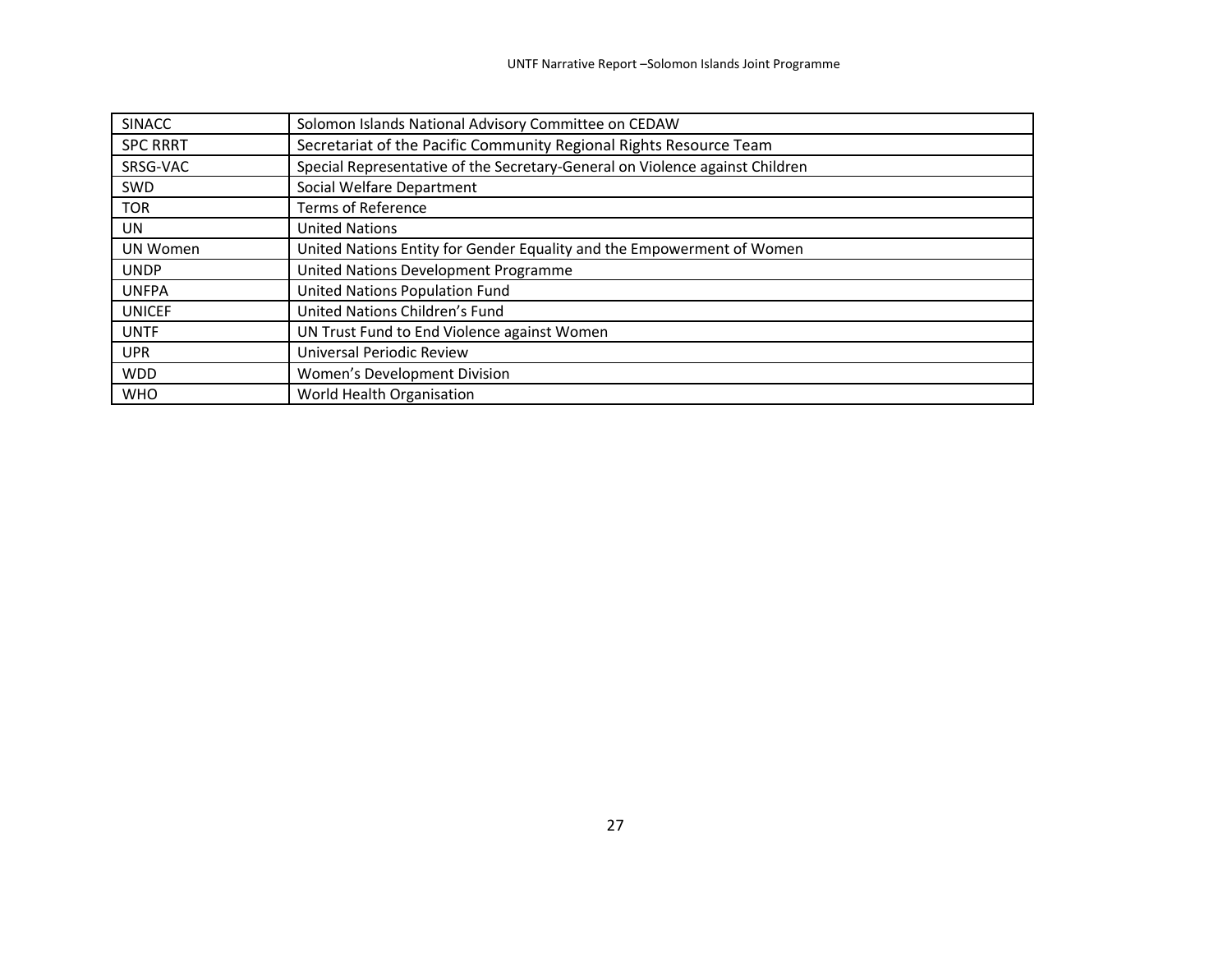| | |
|---|---|
| SINACC | Solomon Islands National Advisory Committee on CEDAW |
| SPC RRRT | Secretariat of the Pacific Community Regional Rights Resource Team |
| SRSG-VAC | Special Representative of the Secretary-General on Violence against Children |
| SWD | Social Welfare Department |
| TOR | Terms of Reference |
| UN | United Nations |
| UN Women | United Nations Entity for Gender Equality and the Empowerment of Women |
| UNDP | United Nations Development Programme |
| UNFPA | United Nations Population Fund |
| UNICEF | United Nations Children's Fund |
| UNTF | UN Trust Fund to End Violence against Women |
| UPR | Universal Periodic Review |
| WDD | Women's Development Division |
| WHO | World Health Organisation |